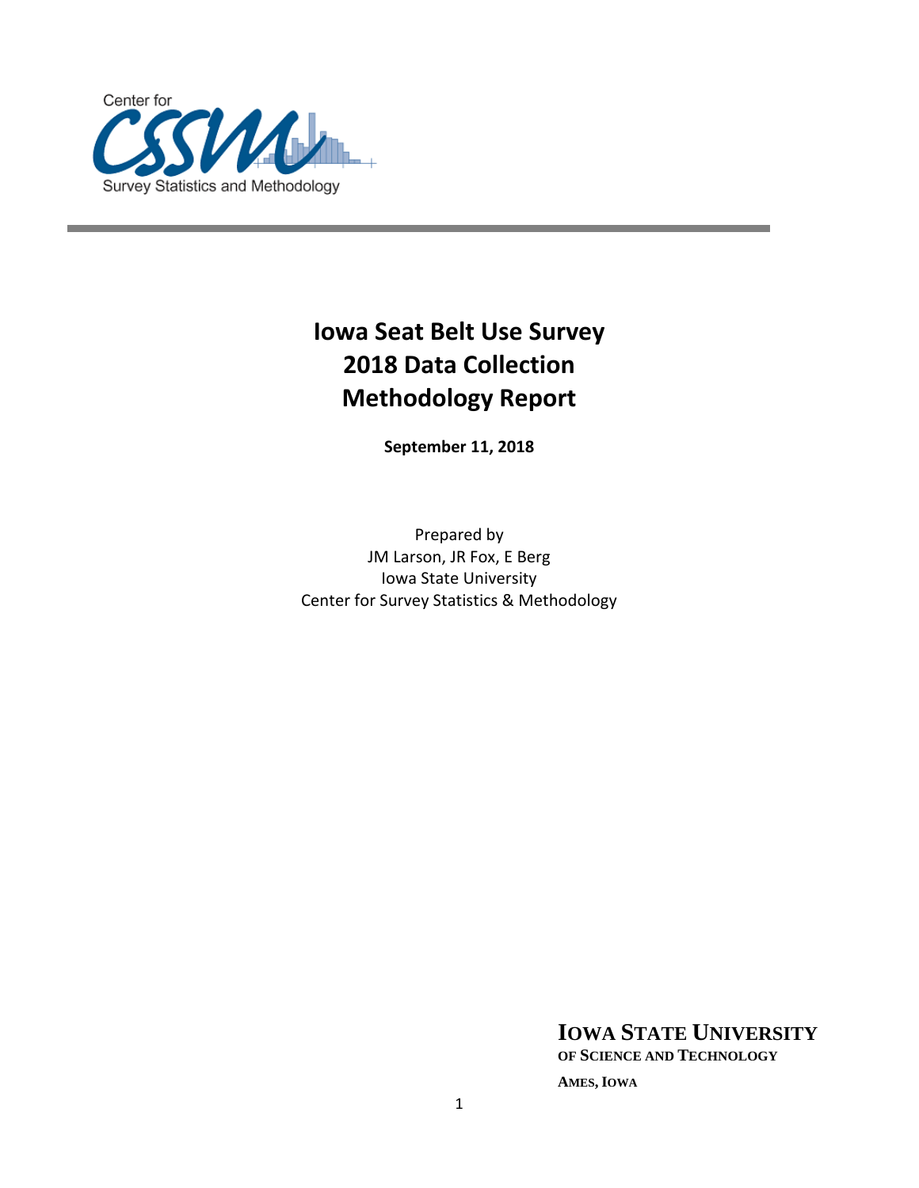Center for Survey Statistics and Methodology

# Iowa Seat Belt Use Survey 2018 Data Collection Methodology Report

**September 11, 2018**

Prepared by
JM Larson, JR Fox, E Berg
Iowa State University
Center for Survey Statistics & Methodology

**IOWA STATE UNIVERSITY**
**OF SCIENCE AND TECHNOLOGY**

**AMES, IOWA**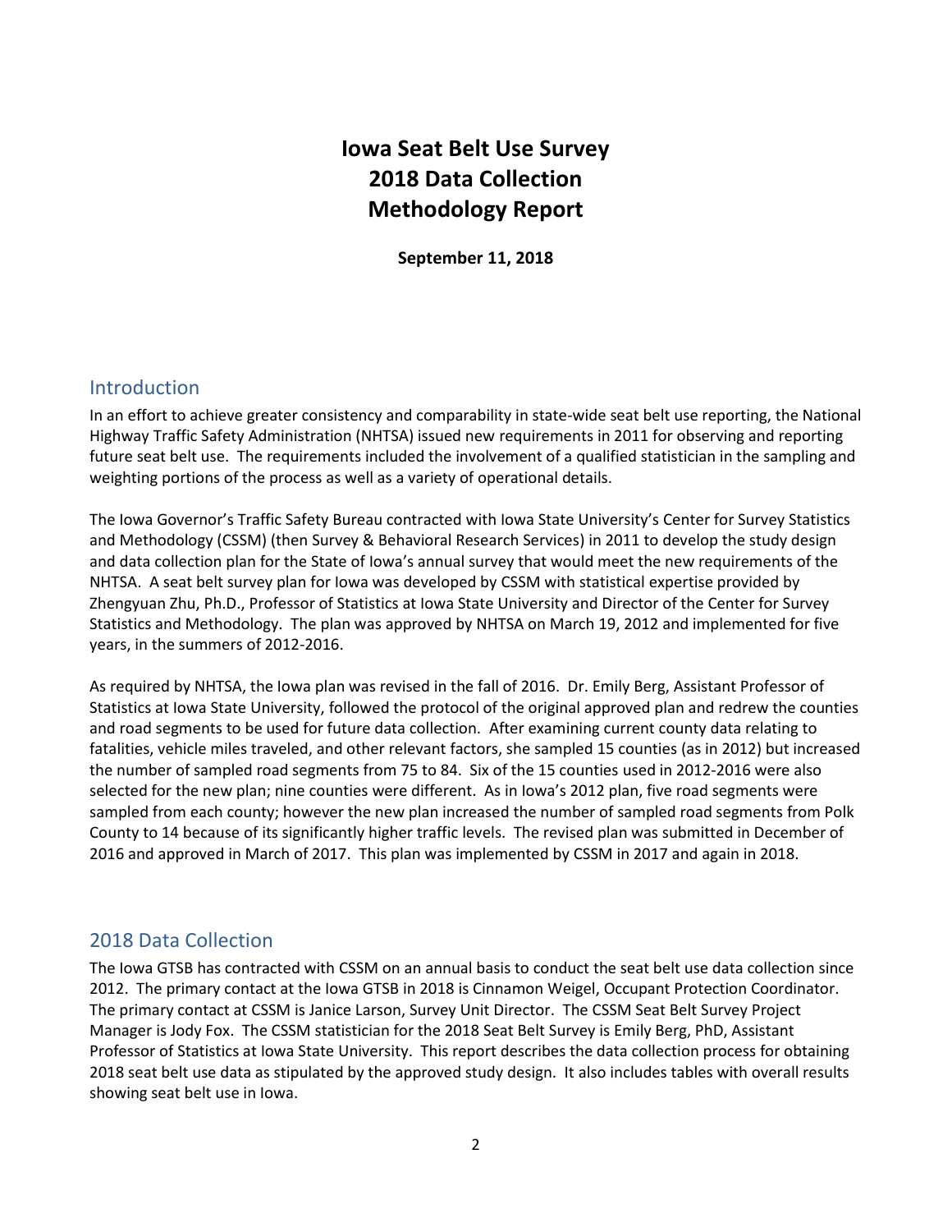# Iowa Seat Belt Use Survey
# 2018 Data Collection
# Methodology Report

**September 11, 2018**

## Introduction

In an effort to achieve greater consistency and comparability in state-wide seat belt use reporting, the National Highway Traffic Safety Administration (NHTSA) issued new requirements in 2011 for observing and reporting future seat belt use. The requirements included the involvement of a qualified statistician in the sampling and weighting portions of the process as well as a variety of operational details.

The Iowa Governor's Traffic Safety Bureau contracted with Iowa State University's Center for Survey Statistics and Methodology (CSSM) (then Survey & Behavioral Research Services) in 2011 to develop the study design and data collection plan for the State of Iowa's annual survey that would meet the new requirements of the NHTSA. A seat belt survey plan for Iowa was developed by CSSM with statistical expertise provided by Zhengyuan Zhu, Ph.D., Professor of Statistics at Iowa State University and Director of the Center for Survey Statistics and Methodology. The plan was approved by NHTSA on March 19, 2012 and implemented for five years, in the summers of 2012-2016.

As required by NHTSA, the Iowa plan was revised in the fall of 2016. Dr. Emily Berg, Assistant Professor of Statistics at Iowa State University, followed the protocol of the original approved plan and redrew the counties and road segments to be used for future data collection. After examining current county data relating to fatalities, vehicle miles traveled, and other relevant factors, she sampled 15 counties (as in 2012) but increased the number of sampled road segments from 75 to 84. Six of the 15 counties used in 2012-2016 were also selected for the new plan; nine counties were different. As in Iowa's 2012 plan, five road segments were sampled from each county; however the new plan increased the number of sampled road segments from Polk County to 14 because of its significantly higher traffic levels. The revised plan was submitted in December of 2016 and approved in March of 2017. This plan was implemented by CSSM in 2017 and again in 2018.

## 2018 Data Collection

The Iowa GTSB has contracted with CSSM on an annual basis to conduct the seat belt use data collection since 2012. The primary contact at the Iowa GTSB in 2018 is Cinnamon Weigel, Occupant Protection Coordinator. The primary contact at CSSM is Janice Larson, Survey Unit Director. The CSSM Seat Belt Survey Project Manager is Jody Fox. The CSSM statistician for the 2018 Seat Belt Survey is Emily Berg, PhD, Assistant Professor of Statistics at Iowa State University. This report describes the data collection process for obtaining 2018 seat belt use data as stipulated by the approved study design. It also includes tables with overall results showing seat belt use in Iowa.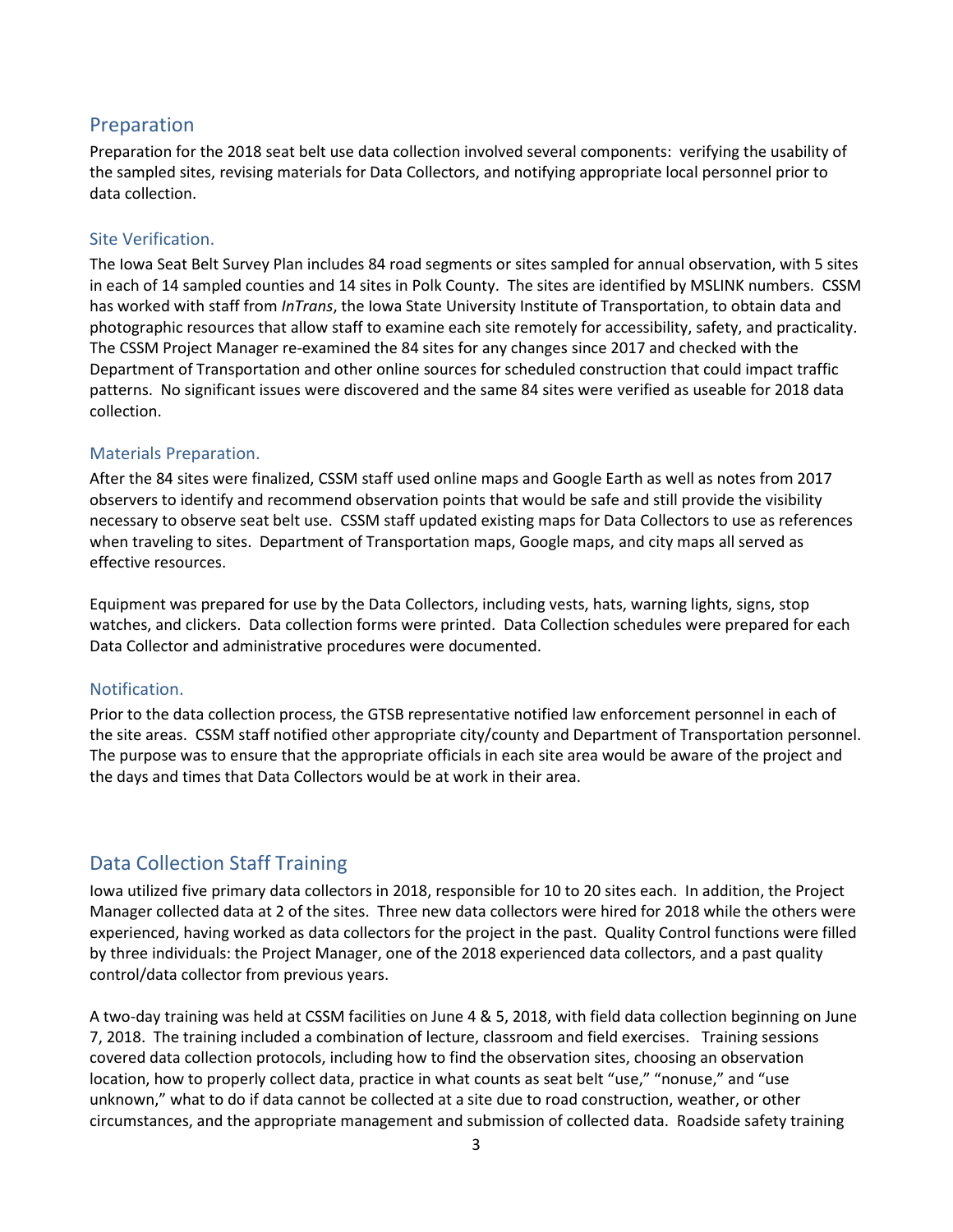## Preparation

Preparation for the 2018 seat belt use data collection involved several components: verifying the usability of the sampled sites, revising materials for Data Collectors, and notifying appropriate local personnel prior to data collection.

### Site Verification.

The Iowa Seat Belt Survey Plan includes 84 road segments or sites sampled for annual observation, with 5 sites in each of 14 sampled counties and 14 sites in Polk County. The sites are identified by MSLINK numbers. CSSM has worked with staff from *InTrans*, the Iowa State University Institute of Transportation, to obtain data and photographic resources that allow staff to examine each site remotely for accessibility, safety, and practicality. The CSSM Project Manager re-examined the 84 sites for any changes since 2017 and checked with the Department of Transportation and other online sources for scheduled construction that could impact traffic patterns. No significant issues were discovered and the same 84 sites were verified as useable for 2018 data collection.

### Materials Preparation.

After the 84 sites were finalized, CSSM staff used online maps and Google Earth as well as notes from 2017 observers to identify and recommend observation points that would be safe and still provide the visibility necessary to observe seat belt use. CSSM staff updated existing maps for Data Collectors to use as references when traveling to sites. Department of Transportation maps, Google maps, and city maps all served as effective resources.

Equipment was prepared for use by the Data Collectors, including vests, hats, warning lights, signs, stop watches, and clickers. Data collection forms were printed. Data Collection schedules were prepared for each Data Collector and administrative procedures were documented.

### Notification.

Prior to the data collection process, the GTSB representative notified law enforcement personnel in each of the site areas. CSSM staff notified other appropriate city/county and Department of Transportation personnel. The purpose was to ensure that the appropriate officials in each site area would be aware of the project and the days and times that Data Collectors would be at work in their area.

## Data Collection Staff Training

Iowa utilized five primary data collectors in 2018, responsible for 10 to 20 sites each. In addition, the Project Manager collected data at 2 of the sites. Three new data collectors were hired for 2018 while the others were experienced, having worked as data collectors for the project in the past. Quality Control functions were filled by three individuals: the Project Manager, one of the 2018 experienced data collectors, and a past quality control/data collector from previous years.

A two-day training was held at CSSM facilities on June 4 & 5, 2018, with field data collection beginning on June 7, 2018. The training included a combination of lecture, classroom and field exercises. Training sessions covered data collection protocols, including how to find the observation sites, choosing an observation location, how to properly collect data, practice in what counts as seat belt "use," "nonuse," and "use unknown," what to do if data cannot be collected at a site due to road construction, weather, or other circumstances, and the appropriate management and submission of collected data. Roadside safety training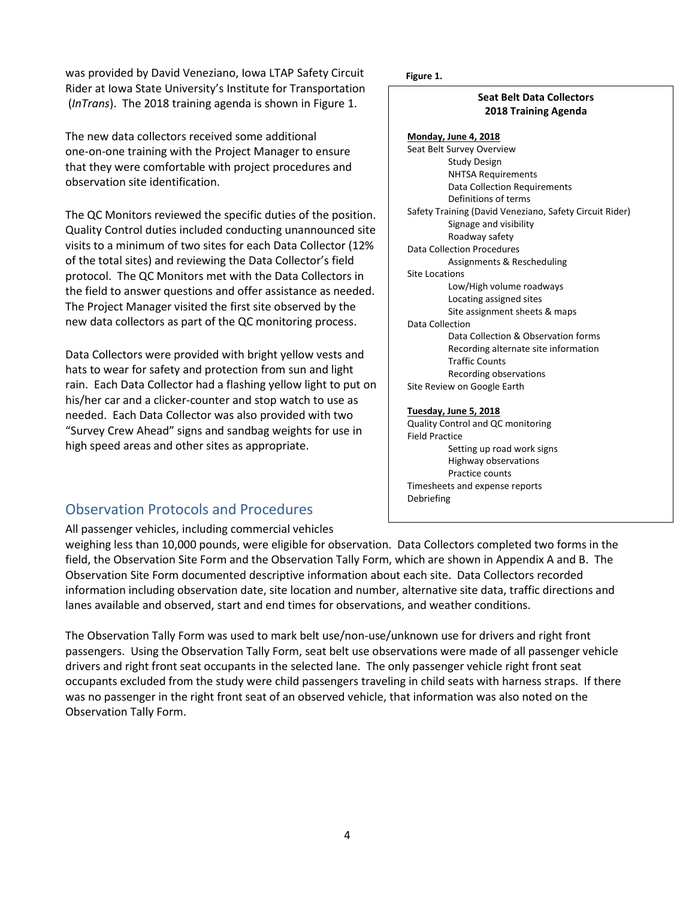was provided by David Veneziano, Iowa LTAP Safety Circuit Rider at Iowa State University's Institute for Transportation (*InTrans*). The 2018 training agenda is shown in Figure 1.

The new data collectors received some additional one-on-one training with the Project Manager to ensure that they were comfortable with project procedures and observation site identification.

The QC Monitors reviewed the specific duties of the position. Quality Control duties included conducting unannounced site visits to a minimum of two sites for each Data Collector (12% of the total sites) and reviewing the Data Collector's field protocol. The QC Monitors met with the Data Collectors in the field to answer questions and offer assistance as needed. The Project Manager visited the first site observed by the new data collectors as part of the QC monitoring process.

Data Collectors were provided with bright yellow vests and hats to wear for safety and protection from sun and light rain. Each Data Collector had a flashing yellow light to put on his/her car and a clicker-counter and stop watch to use as needed. Each Data Collector was also provided with two "Survey Crew Ahead" signs and sandbag weights for use in high speed areas and other sites as appropriate.

**Figure 1.**

**Seat Belt Data Collectors**
**2018 Training Agenda**

**Monday, June 4, 2018**

- Seat Belt Survey Overview
  - Study Design
  - NHTSA Requirements
  - Data Collection Requirements
  - Definitions of terms
- Safety Training (David Veneziano, Safety Circuit Rider)
  - Signage and visibility
  - Roadway safety
- Data Collection Procedures
  - Assignments & Rescheduling
- Site Locations
  - Low/High volume roadways
  - Locating assigned sites
  - Site assignment sheets & maps
- Data Collection
  - Data Collection & Observation forms
  - Recording alternate site information
  - Traffic Counts
  - Recording observations
- Site Review on Google Earth

**Tuesday, June 5, 2018**

- Quality Control and QC monitoring
- Field Practice
  - Setting up road work signs
  - Highway observations
  - Practice counts
- Timesheets and expense reports
- Debriefing

## Observation Protocols and Procedures

All passenger vehicles, including commercial vehicles weighing less than 10,000 pounds, were eligible for observation. Data Collectors completed two forms in the field, the Observation Site Form and the Observation Tally Form, which are shown in Appendix A and B. The Observation Site Form documented descriptive information about each site. Data Collectors recorded information including observation date, site location and number, alternative site data, traffic directions and lanes available and observed, start and end times for observations, and weather conditions.

The Observation Tally Form was used to mark belt use/non-use/unknown use for drivers and right front passengers. Using the Observation Tally Form, seat belt use observations were made of all passenger vehicle drivers and right front seat occupants in the selected lane. The only passenger vehicle right front seat occupants excluded from the study were child passengers traveling in child seats with harness straps. If there was no passenger in the right front seat of an observed vehicle, that information was also noted on the Observation Tally Form.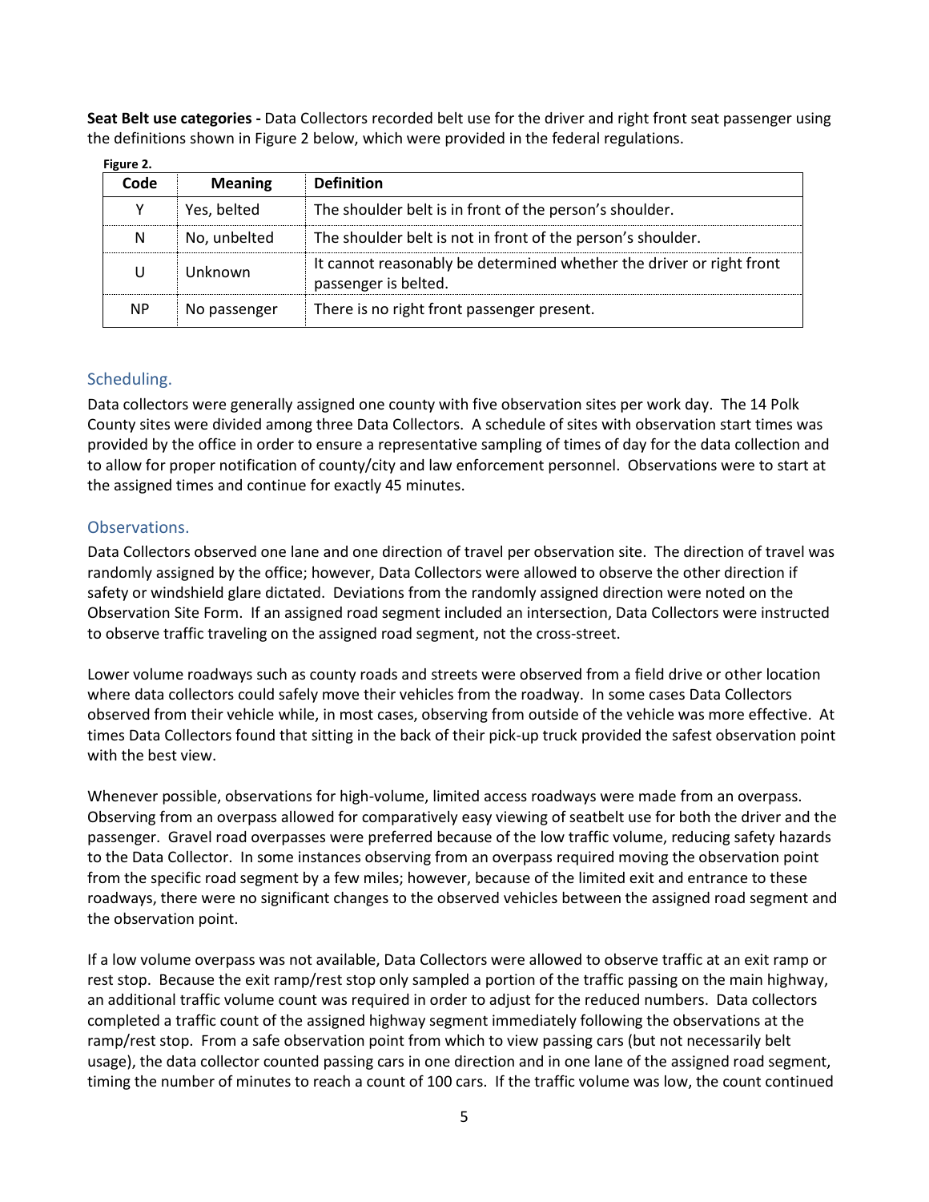**Seat Belt use categories -** Data Collectors recorded belt use for the driver and right front seat passenger using the definitions shown in Figure 2 below, which were provided in the federal regulations.

**Figure 2.**

| Code | Meaning | Definition |
|---|---|---|
| Y | Yes, belted | The shoulder belt is in front of the person's shoulder. |
| N | No, unbelted | The shoulder belt is not in front of the person's shoulder. |
| U | Unknown | It cannot reasonably be determined whether the driver or right front passenger is belted. |
| NP | No passenger | There is no right front passenger present. |

## Scheduling.

Data collectors were generally assigned one county with five observation sites per work day. The 14 Polk County sites were divided among three Data Collectors. A schedule of sites with observation start times was provided by the office in order to ensure a representative sampling of times of day for the data collection and to allow for proper notification of county/city and law enforcement personnel. Observations were to start at the assigned times and continue for exactly 45 minutes.

## Observations.

Data Collectors observed one lane and one direction of travel per observation site. The direction of travel was randomly assigned by the office; however, Data Collectors were allowed to observe the other direction if safety or windshield glare dictated. Deviations from the randomly assigned direction were noted on the Observation Site Form. If an assigned road segment included an intersection, Data Collectors were instructed to observe traffic traveling on the assigned road segment, not the cross-street.

Lower volume roadways such as county roads and streets were observed from a field drive or other location where data collectors could safely move their vehicles from the roadway. In some cases Data Collectors observed from their vehicle while, in most cases, observing from outside of the vehicle was more effective. At times Data Collectors found that sitting in the back of their pick-up truck provided the safest observation point with the best view.

Whenever possible, observations for high-volume, limited access roadways were made from an overpass. Observing from an overpass allowed for comparatively easy viewing of seatbelt use for both the driver and the passenger. Gravel road overpasses were preferred because of the low traffic volume, reducing safety hazards to the Data Collector. In some instances observing from an overpass required moving the observation point from the specific road segment by a few miles; however, because of the limited exit and entrance to these roadways, there were no significant changes to the observed vehicles between the assigned road segment and the observation point.

If a low volume overpass was not available, Data Collectors were allowed to observe traffic at an exit ramp or rest stop. Because the exit ramp/rest stop only sampled a portion of the traffic passing on the main highway, an additional traffic volume count was required in order to adjust for the reduced numbers. Data collectors completed a traffic count of the assigned highway segment immediately following the observations at the ramp/rest stop. From a safe observation point from which to view passing cars (but not necessarily belt usage), the data collector counted passing cars in one direction and in one lane of the assigned road segment, timing the number of minutes to reach a count of 100 cars. If the traffic volume was low, the count continued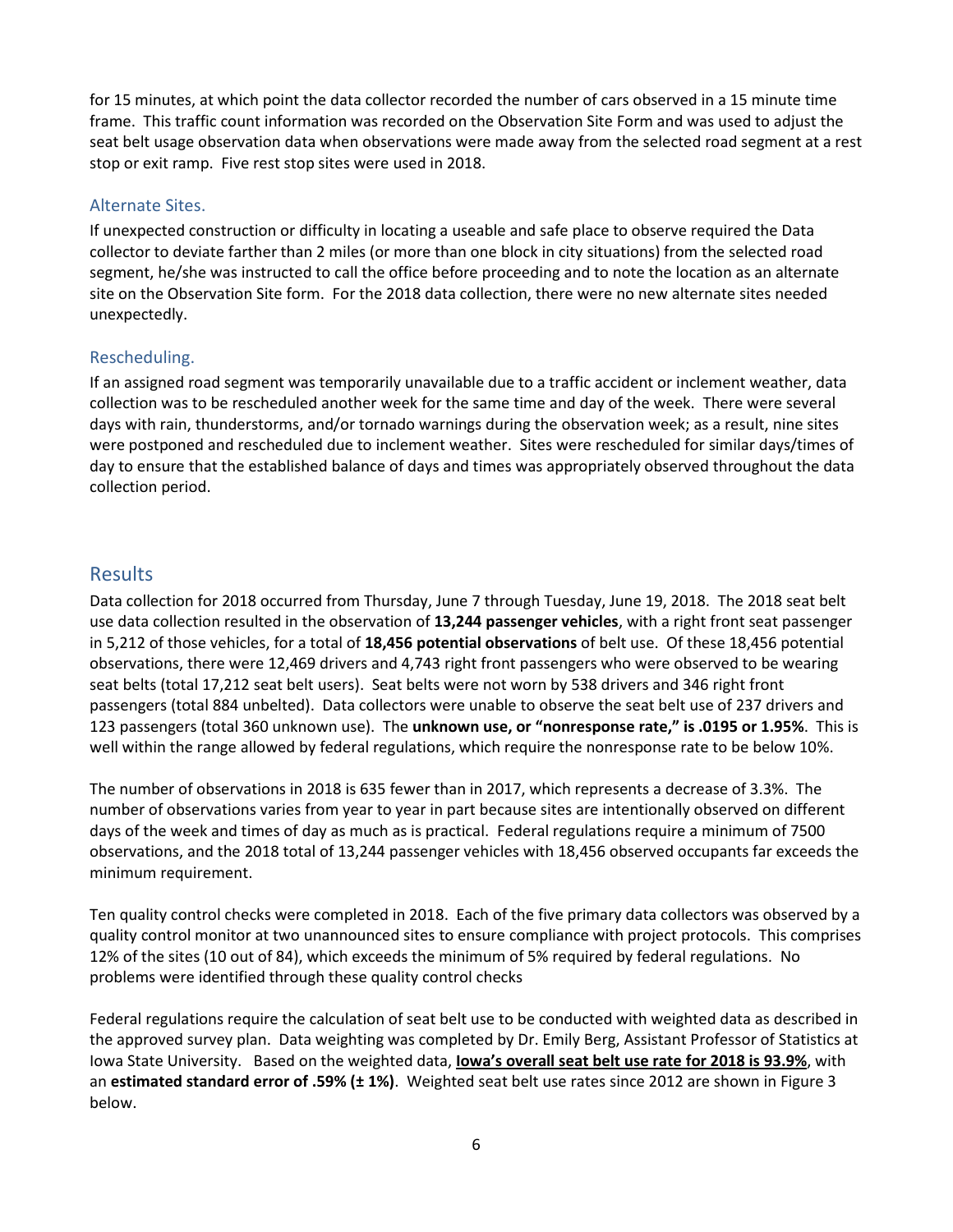for 15 minutes, at which point the data collector recorded the number of cars observed in a 15 minute time frame. This traffic count information was recorded on the Observation Site Form and was used to adjust the seat belt usage observation data when observations were made away from the selected road segment at a rest stop or exit ramp. Five rest stop sites were used in 2018.

### Alternate Sites.

If unexpected construction or difficulty in locating a useable and safe place to observe required the Data collector to deviate farther than 2 miles (or more than one block in city situations) from the selected road segment, he/she was instructed to call the office before proceeding and to note the location as an alternate site on the Observation Site form. For the 2018 data collection, there were no new alternate sites needed unexpectedly.

### Rescheduling.

If an assigned road segment was temporarily unavailable due to a traffic accident or inclement weather, data collection was to be rescheduled another week for the same time and day of the week. There were several days with rain, thunderstorms, and/or tornado warnings during the observation week; as a result, nine sites were postponed and rescheduled due to inclement weather. Sites were rescheduled for similar days/times of day to ensure that the established balance of days and times was appropriately observed throughout the data collection period.

## Results

Data collection for 2018 occurred from Thursday, June 7 through Tuesday, June 19, 2018. The 2018 seat belt use data collection resulted in the observation of **13,244 passenger vehicles**, with a right front seat passenger in 5,212 of those vehicles, for a total of **18,456 potential observations** of belt use. Of these 18,456 potential observations, there were 12,469 drivers and 4,743 right front passengers who were observed to be wearing seat belts (total 17,212 seat belt users). Seat belts were not worn by 538 drivers and 346 right front passengers (total 884 unbelted). Data collectors were unable to observe the seat belt use of 237 drivers and 123 passengers (total 360 unknown use). The **unknown use, or "nonresponse rate," is .0195 or 1.95%**. This is well within the range allowed by federal regulations, which require the nonresponse rate to be below 10%.

The number of observations in 2018 is 635 fewer than in 2017, which represents a decrease of 3.3%. The number of observations varies from year to year in part because sites are intentionally observed on different days of the week and times of day as much as is practical. Federal regulations require a minimum of 7500 observations, and the 2018 total of 13,244 passenger vehicles with 18,456 observed occupants far exceeds the minimum requirement.

Ten quality control checks were completed in 2018. Each of the five primary data collectors was observed by a quality control monitor at two unannounced sites to ensure compliance with project protocols. This comprises 12% of the sites (10 out of 84), which exceeds the minimum of 5% required by federal regulations. No problems were identified through these quality control checks

Federal regulations require the calculation of seat belt use to be conducted with weighted data as described in the approved survey plan. Data weighting was completed by Dr. Emily Berg, Assistant Professor of Statistics at Iowa State University. Based on the weighted data, **<u>Iowa's overall seat belt use rate for 2018 is 93.9%</u>**, with an **estimated standard error of .59% (± 1%)**. Weighted seat belt use rates since 2012 are shown in Figure 3 below.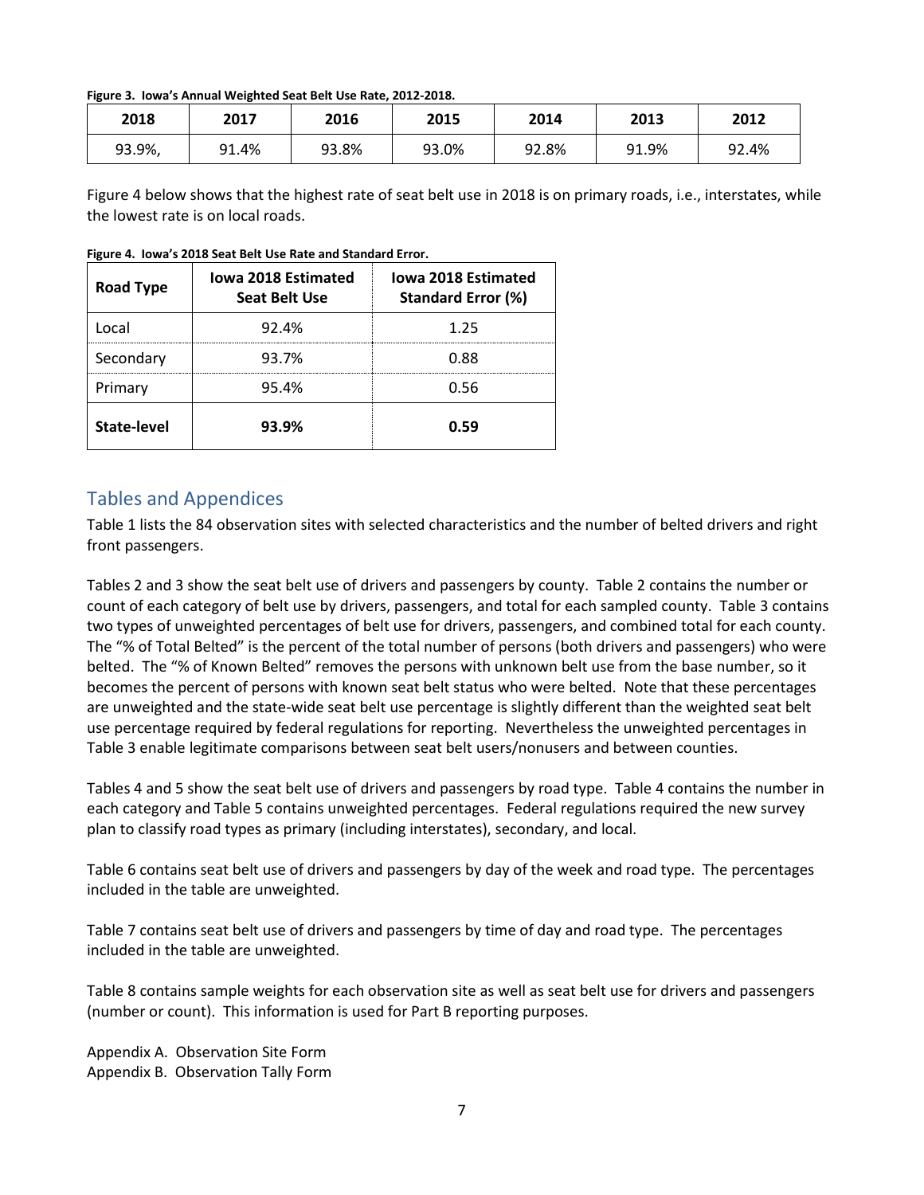**Figure 3. Iowa's Annual Weighted Seat Belt Use Rate, 2012-2018.**

| 2018 | 2017 | 2016 | 2015 | 2014 | 2013 | 2012 |
|---|---|---|---|---|---|---|
| 93.9%, | 91.4% | 93.8% | 93.0% | 92.8% | 91.9% | 92.4% |

Figure 4 below shows that the highest rate of seat belt use in 2018 is on primary roads, i.e., interstates, while the lowest rate is on local roads.

**Figure 4. Iowa's 2018 Seat Belt Use Rate and Standard Error.**

| Road Type | Iowa 2018 Estimated Seat Belt Use | Iowa 2018 Estimated Standard Error (%) |
|---|---|---|
| Local | 92.4% | 1.25 |
| Secondary | 93.7% | 0.88 |
| Primary | 95.4% | 0.56 |
| **State-level** | **93.9%** | **0.59** |

## Tables and Appendices

Table 1 lists the 84 observation sites with selected characteristics and the number of belted drivers and right front passengers.

Tables 2 and 3 show the seat belt use of drivers and passengers by county. Table 2 contains the number or count of each category of belt use by drivers, passengers, and total for each sampled county. Table 3 contains two types of unweighted percentages of belt use for drivers, passengers, and combined total for each county. The "% of Total Belted" is the percent of the total number of persons (both drivers and passengers) who were belted. The "% of Known Belted" removes the persons with unknown belt use from the base number, so it becomes the percent of persons with known seat belt status who were belted. Note that these percentages are unweighted and the state-wide seat belt use percentage is slightly different than the weighted seat belt use percentage required by federal regulations for reporting. Nevertheless the unweighted percentages in Table 3 enable legitimate comparisons between seat belt users/nonusers and between counties.

Tables 4 and 5 show the seat belt use of drivers and passengers by road type. Table 4 contains the number in each category and Table 5 contains unweighted percentages. Federal regulations required the new survey plan to classify road types as primary (including interstates), secondary, and local.

Table 6 contains seat belt use of drivers and passengers by day of the week and road type. The percentages included in the table are unweighted.

Table 7 contains seat belt use of drivers and passengers by time of day and road type. The percentages included in the table are unweighted.

Table 8 contains sample weights for each observation site as well as seat belt use for drivers and passengers (number or count). This information is used for Part B reporting purposes.

Appendix A. Observation Site Form
Appendix B. Observation Tally Form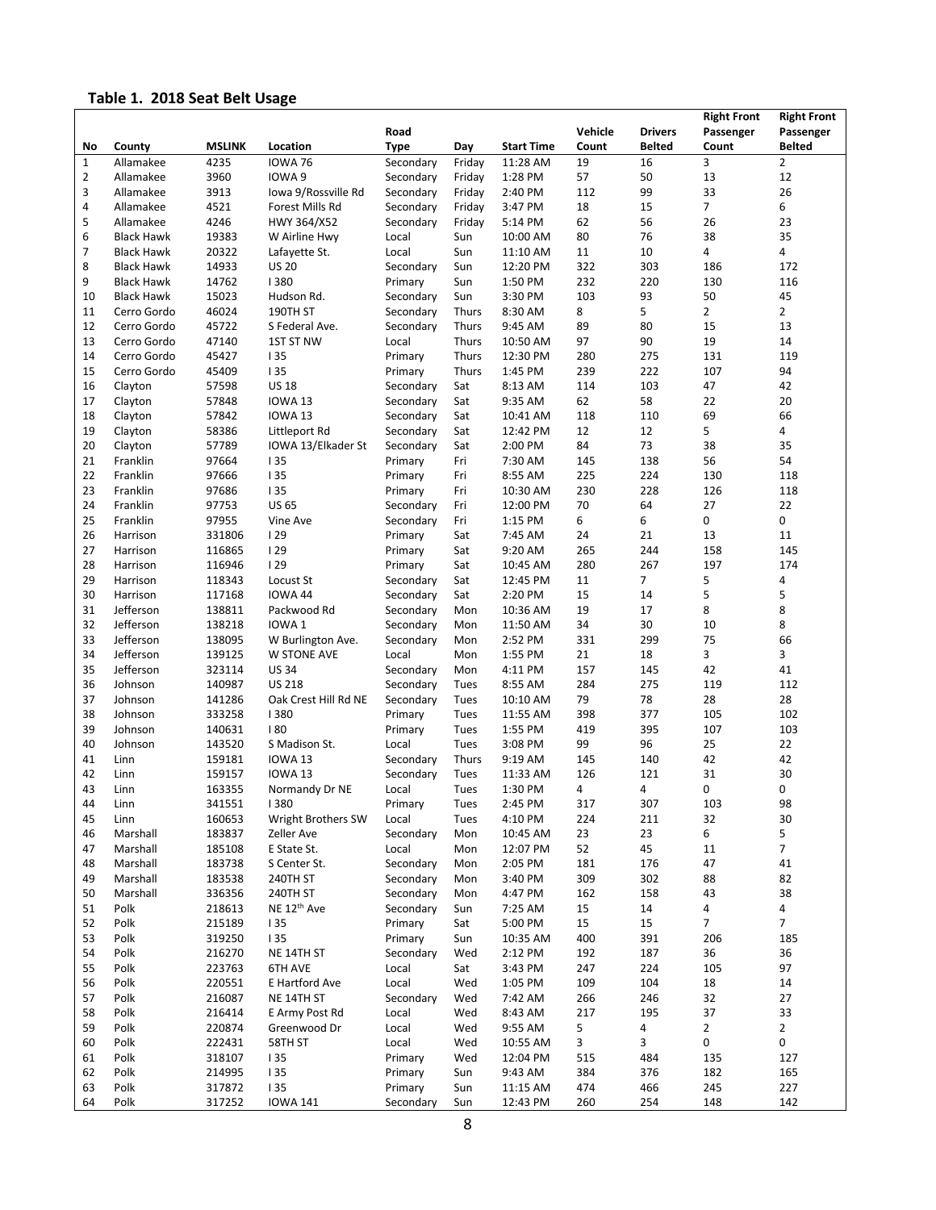## Table 1. 2018 Seat Belt Usage

| No | County | MSLINK | Location | Road Type | Day | Start Time | Vehicle Count | Drivers Belted | Right Front Passenger Count | Right Front Passenger Belted |
|---|---|---|---|---|---|---|---|---|---|---|
| 1 | Allamakee | 4235 | IOWA 76 | Secondary | Friday | 11:28 AM | 19 | 16 | 3 | 2 |
| 2 | Allamakee | 3960 | IOWA 9 | Secondary | Friday | 1:28 PM | 57 | 50 | 13 | 12 |
| 3 | Allamakee | 3913 | Iowa 9/Rossville Rd | Secondary | Friday | 2:40 PM | 112 | 99 | 33 | 26 |
| 4 | Allamakee | 4521 | Forest Mills Rd | Secondary | Friday | 3:47 PM | 18 | 15 | 7 | 6 |
| 5 | Allamakee | 4246 | HWY 364/X52 | Secondary | Friday | 5:14 PM | 62 | 56 | 26 | 23 |
| 6 | Black Hawk | 19383 | W Airline Hwy | Local | Sun | 10:00 AM | 80 | 76 | 38 | 35 |
| 7 | Black Hawk | 20322 | Lafayette St. | Local | Sun | 11:10 AM | 11 | 10 | 4 | 4 |
| 8 | Black Hawk | 14933 | US 20 | Secondary | Sun | 12:20 PM | 322 | 303 | 186 | 172 |
| 9 | Black Hawk | 14762 | I 380 | Primary | Sun | 1:50 PM | 232 | 220 | 130 | 116 |
| 10 | Black Hawk | 15023 | Hudson Rd. | Secondary | Sun | 3:30 PM | 103 | 93 | 50 | 45 |
| 11 | Cerro Gordo | 46024 | 190TH ST | Secondary | Thurs | 8:30 AM | 8 | 5 | 2 | 2 |
| 12 | Cerro Gordo | 45722 | S Federal Ave. | Secondary | Thurs | 9:45 AM | 89 | 80 | 15 | 13 |
| 13 | Cerro Gordo | 47140 | 1ST ST NW | Local | Thurs | 10:50 AM | 97 | 90 | 19 | 14 |
| 14 | Cerro Gordo | 45427 | I 35 | Primary | Thurs | 12:30 PM | 280 | 275 | 131 | 119 |
| 15 | Cerro Gordo | 45409 | I 35 | Primary | Thurs | 1:45 PM | 239 | 222 | 107 | 94 |
| 16 | Clayton | 57598 | US 18 | Secondary | Sat | 8:13 AM | 114 | 103 | 47 | 42 |
| 17 | Clayton | 57848 | IOWA 13 | Secondary | Sat | 9:35 AM | 62 | 58 | 22 | 20 |
| 18 | Clayton | 57842 | IOWA 13 | Secondary | Sat | 10:41 AM | 118 | 110 | 69 | 66 |
| 19 | Clayton | 58386 | Littleport Rd | Secondary | Sat | 12:42 PM | 12 | 12 | 5 | 4 |
| 20 | Clayton | 57789 | IOWA 13/Elkader St | Secondary | Sat | 2:00 PM | 84 | 73 | 38 | 35 |
| 21 | Franklin | 97664 | I 35 | Primary | Fri | 7:30 AM | 145 | 138 | 56 | 54 |
| 22 | Franklin | 97666 | I 35 | Primary | Fri | 8:55 AM | 225 | 224 | 130 | 118 |
| 23 | Franklin | 97686 | I 35 | Primary | Fri | 10:30 AM | 230 | 228 | 126 | 118 |
| 24 | Franklin | 97753 | US 65 | Secondary | Fri | 12:00 PM | 70 | 64 | 27 | 22 |
| 25 | Franklin | 97955 | Vine Ave | Secondary | Fri | 1:15 PM | 6 | 6 | 0 | 0 |
| 26 | Harrison | 331806 | I 29 | Primary | Sat | 7:45 AM | 24 | 21 | 13 | 11 |
| 27 | Harrison | 116865 | I 29 | Primary | Sat | 9:20 AM | 265 | 244 | 158 | 145 |
| 28 | Harrison | 116946 | I 29 | Primary | Sat | 10:45 AM | 280 | 267 | 197 | 174 |
| 29 | Harrison | 118343 | Locust St | Secondary | Sat | 12:45 PM | 11 | 7 | 5 | 4 |
| 30 | Harrison | 117168 | IOWA 44 | Secondary | Sat | 2:20 PM | 15 | 14 | 5 | 5 |
| 31 | Jefferson | 138811 | Packwood Rd | Secondary | Mon | 10:36 AM | 19 | 17 | 8 | 8 |
| 32 | Jefferson | 138218 | IOWA 1 | Secondary | Mon | 11:50 AM | 34 | 30 | 10 | 8 |
| 33 | Jefferson | 138095 | W Burlington Ave. | Secondary | Mon | 2:52 PM | 331 | 299 | 75 | 66 |
| 34 | Jefferson | 139125 | W STONE AVE | Local | Mon | 1:55 PM | 21 | 18 | 3 | 3 |
| 35 | Jefferson | 323114 | US 34 | Secondary | Mon | 4:11 PM | 157 | 145 | 42 | 41 |
| 36 | Johnson | 140987 | US 218 | Secondary | Tues | 8:55 AM | 284 | 275 | 119 | 112 |
| 37 | Johnson | 141286 | Oak Crest Hill Rd NE | Secondary | Tues | 10:10 AM | 79 | 78 | 28 | 28 |
| 38 | Johnson | 333258 | I 380 | Primary | Tues | 11:55 AM | 398 | 377 | 105 | 102 |
| 39 | Johnson | 140631 | I 80 | Primary | Tues | 1:55 PM | 419 | 395 | 107 | 103 |
| 40 | Johnson | 143520 | S Madison St. | Local | Tues | 3:08 PM | 99 | 96 | 25 | 22 |
| 41 | Linn | 159181 | IOWA 13 | Secondary | Thurs | 9:19 AM | 145 | 140 | 42 | 42 |
| 42 | Linn | 159157 | IOWA 13 | Secondary | Tues | 11:33 AM | 126 | 121 | 31 | 30 |
| 43 | Linn | 163355 | Normandy Dr NE | Local | Tues | 1:30 PM | 4 | 4 | 0 | 0 |
| 44 | Linn | 341551 | I 380 | Primary | Tues | 2:45 PM | 317 | 307 | 103 | 98 |
| 45 | Linn | 160653 | Wright Brothers SW | Local | Tues | 4:10 PM | 224 | 211 | 32 | 30 |
| 46 | Marshall | 183837 | Zeller Ave | Secondary | Mon | 10:45 AM | 23 | 23 | 6 | 5 |
| 47 | Marshall | 185108 | E State St. | Local | Mon | 12:07 PM | 52 | 45 | 11 | 7 |
| 48 | Marshall | 183738 | S Center St. | Secondary | Mon | 2:05 PM | 181 | 176 | 47 | 41 |
| 49 | Marshall | 183538 | 240TH ST | Secondary | Mon | 3:40 PM | 309 | 302 | 88 | 82 |
| 50 | Marshall | 336356 | 240TH ST | Secondary | Mon | 4:47 PM | 162 | 158 | 43 | 38 |
| 51 | Polk | 218613 | NE 12th Ave | Secondary | Sun | 7:25 AM | 15 | 14 | 4 | 4 |
| 52 | Polk | 215189 | I 35 | Primary | Sat | 5:00 PM | 15 | 15 | 7 | 7 |
| 53 | Polk | 319250 | I 35 | Primary | Sun | 10:35 AM | 400 | 391 | 206 | 185 |
| 54 | Polk | 216270 | NE 14TH ST | Secondary | Wed | 2:12 PM | 192 | 187 | 36 | 36 |
| 55 | Polk | 223763 | 6TH AVE | Local | Sat | 3:43 PM | 247 | 224 | 105 | 97 |
| 56 | Polk | 220551 | E Hartford Ave | Local | Wed | 1:05 PM | 109 | 104 | 18 | 14 |
| 57 | Polk | 216087 | NE 14TH ST | Secondary | Wed | 7:42 AM | 266 | 246 | 32 | 27 |
| 58 | Polk | 216414 | E Army Post Rd | Local | Wed | 8:43 AM | 217 | 195 | 37 | 33 |
| 59 | Polk | 220874 | Greenwood Dr | Local | Wed | 9:55 AM | 5 | 4 | 2 | 2 |
| 60 | Polk | 222431 | 58TH ST | Local | Wed | 10:55 AM | 3 | 3 | 0 | 0 |
| 61 | Polk | 318107 | I 35 | Primary | Wed | 12:04 PM | 515 | 484 | 135 | 127 |
| 62 | Polk | 214995 | I 35 | Primary | Sun | 9:43 AM | 384 | 376 | 182 | 165 |
| 63 | Polk | 317872 | I 35 | Primary | Sun | 11:15 AM | 474 | 466 | 245 | 227 |
| 64 | Polk | 317252 | IOWA 141 | Secondary | Sun | 12:43 PM | 260 | 254 | 148 | 142 |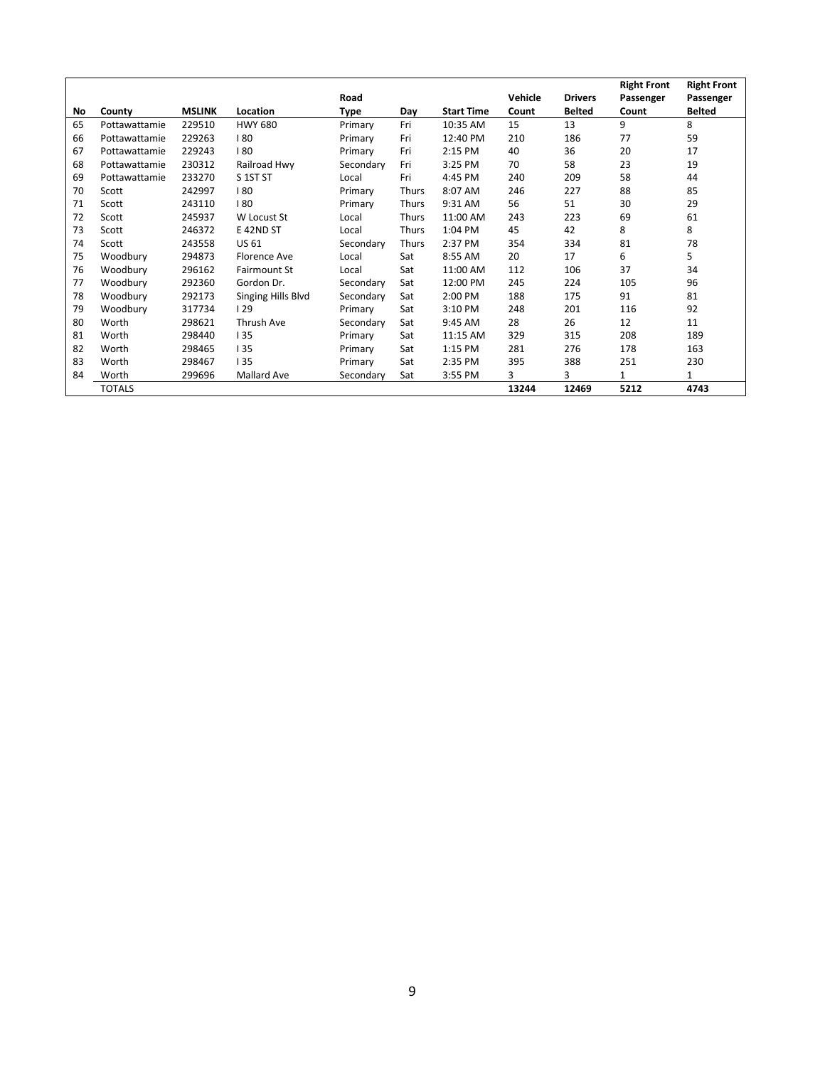| No | County | MSLINK | Location | Road Type | Day | Start Time | Vehicle Count | Drivers Belted | Right Front Passenger Count | Right Front Passenger Belted |
|---|---|---|---|---|---|---|---|---|---|---|
| 65 | Pottawattamie | 229510 | HWY 680 | Primary | Fri | 10:35 AM | 15 | 13 | 9 | 8 |
| 66 | Pottawattamie | 229263 | I 80 | Primary | Fri | 12:40 PM | 210 | 186 | 77 | 59 |
| 67 | Pottawattamie | 229243 | I 80 | Primary | Fri | 2:15 PM | 40 | 36 | 20 | 17 |
| 68 | Pottawattamie | 230312 | Railroad Hwy | Secondary | Fri | 3:25 PM | 70 | 58 | 23 | 19 |
| 69 | Pottawattamie | 233270 | S 1ST ST | Local | Fri | 4:45 PM | 240 | 209 | 58 | 44 |
| 70 | Scott | 242997 | I 80 | Primary | Thurs | 8:07 AM | 246 | 227 | 88 | 85 |
| 71 | Scott | 243110 | I 80 | Primary | Thurs | 9:31 AM | 56 | 51 | 30 | 29 |
| 72 | Scott | 245937 | W Locust St | Local | Thurs | 11:00 AM | 243 | 223 | 69 | 61 |
| 73 | Scott | 246372 | E 42ND ST | Local | Thurs | 1:04 PM | 45 | 42 | 8 | 8 |
| 74 | Scott | 243558 | US 61 | Secondary | Thurs | 2:37 PM | 354 | 334 | 81 | 78 |
| 75 | Woodbury | 294873 | Florence Ave | Local | Sat | 8:55 AM | 20 | 17 | 6 | 5 |
| 76 | Woodbury | 296162 | Fairmount St | Local | Sat | 11:00 AM | 112 | 106 | 37 | 34 |
| 77 | Woodbury | 292360 | Gordon Dr. | Secondary | Sat | 12:00 PM | 245 | 224 | 105 | 96 |
| 78 | Woodbury | 292173 | Singing Hills Blvd | Secondary | Sat | 2:00 PM | 188 | 175 | 91 | 81 |
| 79 | Woodbury | 317734 | I 29 | Primary | Sat | 3:10 PM | 248 | 201 | 116 | 92 |
| 80 | Worth | 298621 | Thrush Ave | Secondary | Sat | 9:45 AM | 28 | 26 | 12 | 11 |
| 81 | Worth | 298440 | I 35 | Primary | Sat | 11:15 AM | 329 | 315 | 208 | 189 |
| 82 | Worth | 298465 | I 35 | Primary | Sat | 1:15 PM | 281 | 276 | 178 | 163 |
| 83 | Worth | 298467 | I 35 | Primary | Sat | 2:35 PM | 395 | 388 | 251 | 230 |
| 84 | Worth | 299696 | Mallard Ave | Secondary | Sat | 3:55 PM | 3 | 3 | 1 | 1 |
| | TOTALS | | | | | | **13244** | **12469** | **5212** | **4743** |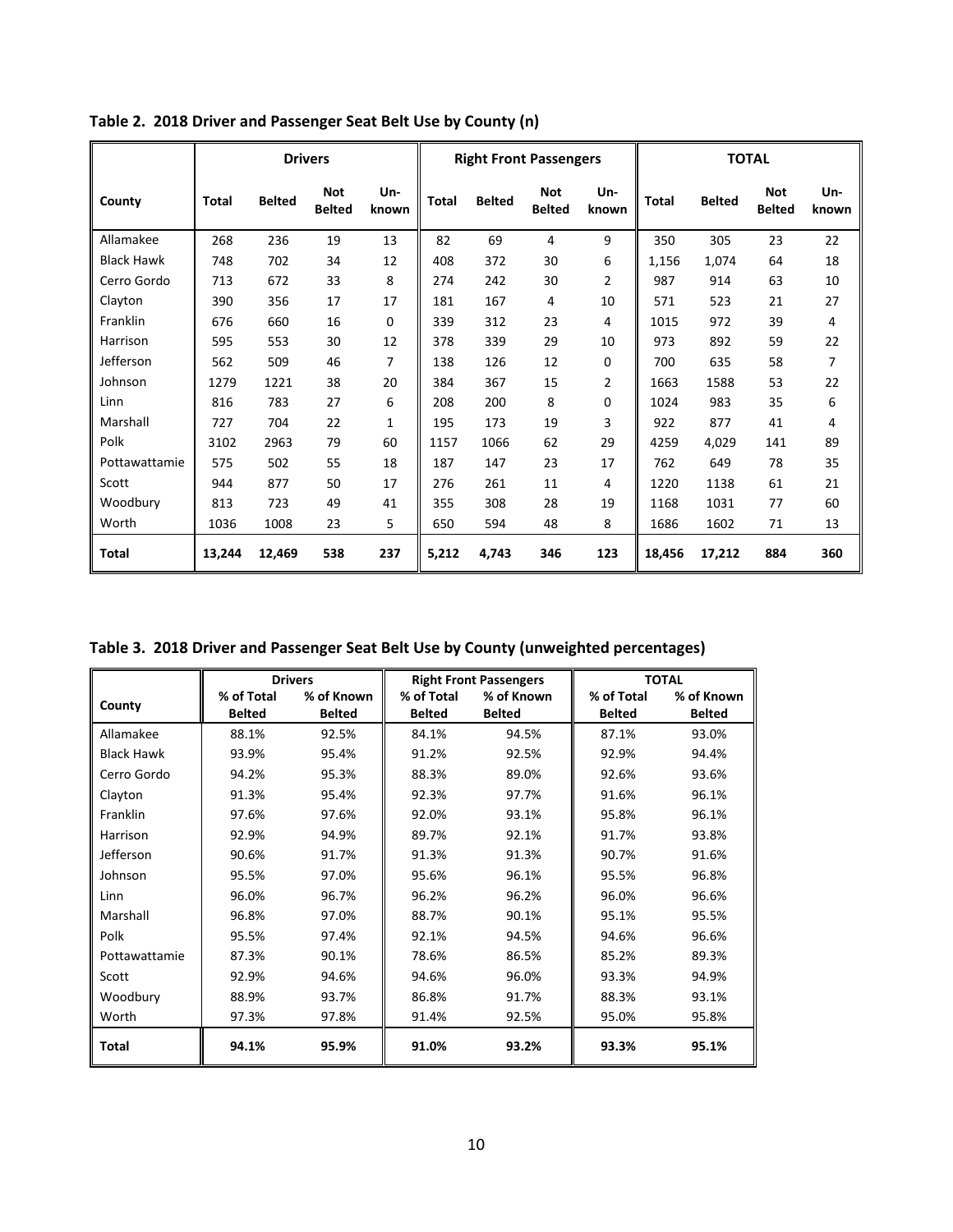**Table 2. 2018 Driver and Passenger Seat Belt Use by County (n)**

| | Drivers | | | | Right Front Passengers | | | | TOTAL | | | |
|---|---|---|---|---|---|---|---|---|---|---|---|---|
| County | Total | Belted | Not Belted | Un-known | Total | Belted | Not Belted | Un-known | Total | Belted | Not Belted | Un-known |
| Allamakee | 268 | 236 | 19 | 13 | 82 | 69 | 4 | 9 | 350 | 305 | 23 | 22 |
| Black Hawk | 748 | 702 | 34 | 12 | 408 | 372 | 30 | 6 | 1,156 | 1,074 | 64 | 18 |
| Cerro Gordo | 713 | 672 | 33 | 8 | 274 | 242 | 30 | 2 | 987 | 914 | 63 | 10 |
| Clayton | 390 | 356 | 17 | 17 | 181 | 167 | 4 | 10 | 571 | 523 | 21 | 27 |
| Franklin | 676 | 660 | 16 | 0 | 339 | 312 | 23 | 4 | 1015 | 972 | 39 | 4 |
| Harrison | 595 | 553 | 30 | 12 | 378 | 339 | 29 | 10 | 973 | 892 | 59 | 22 |
| Jefferson | 562 | 509 | 46 | 7 | 138 | 126 | 12 | 0 | 700 | 635 | 58 | 7 |
| Johnson | 1279 | 1221 | 38 | 20 | 384 | 367 | 15 | 2 | 1663 | 1588 | 53 | 22 |
| Linn | 816 | 783 | 27 | 6 | 208 | 200 | 8 | 0 | 1024 | 983 | 35 | 6 |
| Marshall | 727 | 704 | 22 | 1 | 195 | 173 | 19 | 3 | 922 | 877 | 41 | 4 |
| Polk | 3102 | 2963 | 79 | 60 | 1157 | 1066 | 62 | 29 | 4259 | 4,029 | 141 | 89 |
| Pottawattamie | 575 | 502 | 55 | 18 | 187 | 147 | 23 | 17 | 762 | 649 | 78 | 35 |
| Scott | 944 | 877 | 50 | 17 | 276 | 261 | 11 | 4 | 1220 | 1138 | 61 | 21 |
| Woodbury | 813 | 723 | 49 | 41 | 355 | 308 | 28 | 19 | 1168 | 1031 | 77 | 60 |
| Worth | 1036 | 1008 | 23 | 5 | 650 | 594 | 48 | 8 | 1686 | 1602 | 71 | 13 |
| **Total** | **13,244** | **12,469** | **538** | **237** | **5,212** | **4,743** | **346** | **123** | **18,456** | **17,212** | **884** | **360** |

**Table 3. 2018 Driver and Passenger Seat Belt Use by County (unweighted percentages)**

| | Drivers | | Right Front Passengers | | TOTAL | |
|---|---|---|---|---|---|---|
| County | % of Total Belted | % of Known Belted | % of Total Belted | % of Known Belted | % of Total Belted | % of Known Belted |
| Allamakee | 88.1% | 92.5% | 84.1% | 94.5% | 87.1% | 93.0% |
| Black Hawk | 93.9% | 95.4% | 91.2% | 92.5% | 92.9% | 94.4% |
| Cerro Gordo | 94.2% | 95.3% | 88.3% | 89.0% | 92.6% | 93.6% |
| Clayton | 91.3% | 95.4% | 92.3% | 97.7% | 91.6% | 96.1% |
| Franklin | 97.6% | 97.6% | 92.0% | 93.1% | 95.8% | 96.1% |
| Harrison | 92.9% | 94.9% | 89.7% | 92.1% | 91.7% | 93.8% |
| Jefferson | 90.6% | 91.7% | 91.3% | 91.3% | 90.7% | 91.6% |
| Johnson | 95.5% | 97.0% | 95.6% | 96.1% | 95.5% | 96.8% |
| Linn | 96.0% | 96.7% | 96.2% | 96.2% | 96.0% | 96.6% |
| Marshall | 96.8% | 97.0% | 88.7% | 90.1% | 95.1% | 95.5% |
| Polk | 95.5% | 97.4% | 92.1% | 94.5% | 94.6% | 96.6% |
| Pottawattamie | 87.3% | 90.1% | 78.6% | 86.5% | 85.2% | 89.3% |
| Scott | 92.9% | 94.6% | 94.6% | 96.0% | 93.3% | 94.9% |
| Woodbury | 88.9% | 93.7% | 86.8% | 91.7% | 88.3% | 93.1% |
| Worth | 97.3% | 97.8% | 91.4% | 92.5% | 95.0% | 95.8% |
| **Total** | **94.1%** | **95.9%** | **91.0%** | **93.2%** | **93.3%** | **95.1%** |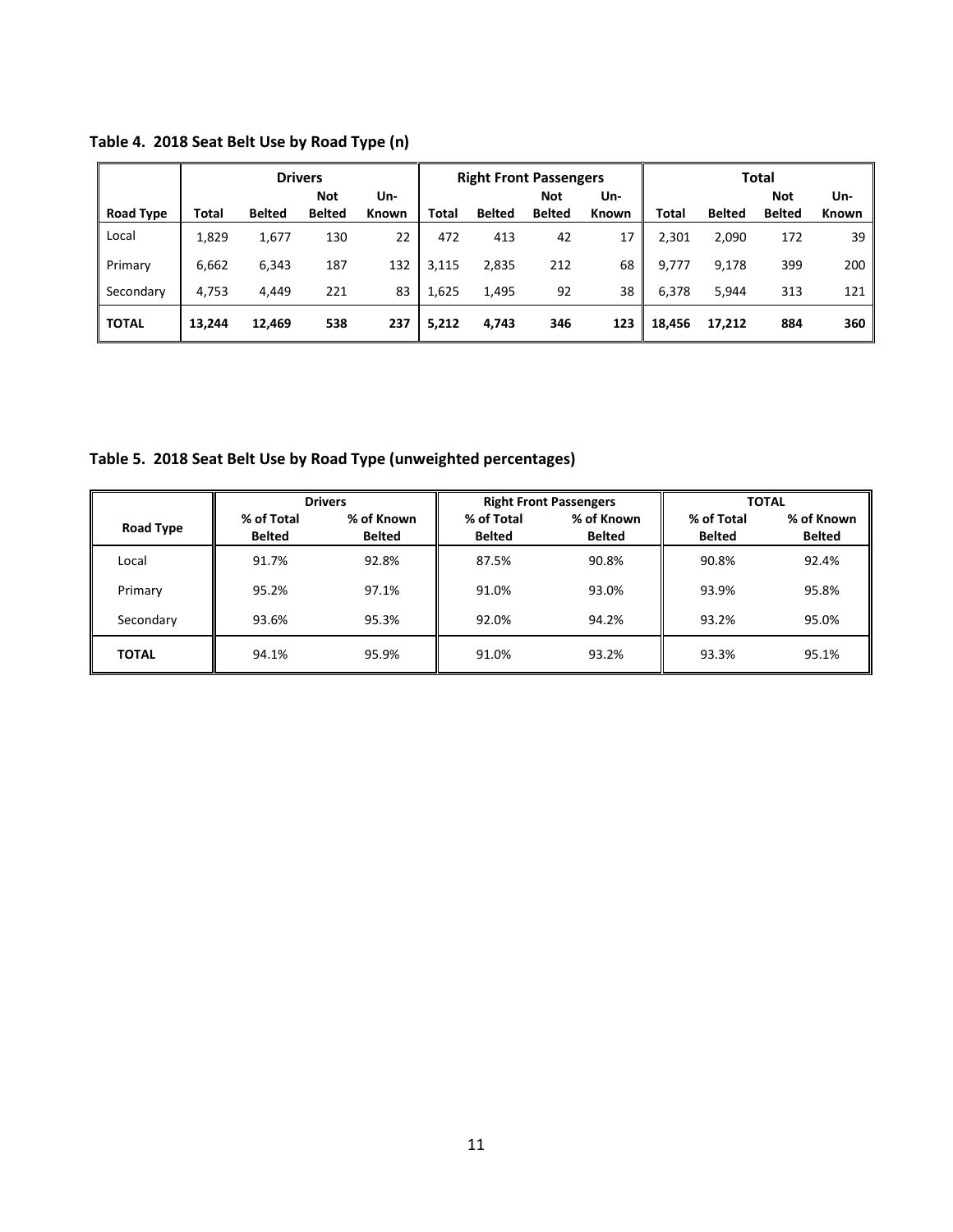**Table 4. 2018 Seat Belt Use by Road Type (n)**

| | Drivers | | | | Right Front Passengers | | | | Total | | | |
|---|---|---|---|---|---|---|---|---|---|---|---|---|
| Road Type | Total | Belted | Not Belted | Un-Known | Total | Belted | Not Belted | Un-Known | Total | Belted | Not Belted | Un-Known |
| Local | 1,829 | 1,677 | 130 | 22 | 472 | 413 | 42 | 17 | 2,301 | 2,090 | 172 | 39 |
| Primary | 6,662 | 6,343 | 187 | 132 | 3,115 | 2,835 | 212 | 68 | 9,777 | 9,178 | 399 | 200 |
| Secondary | 4,753 | 4,449 | 221 | 83 | 1,625 | 1,495 | 92 | 38 | 6,378 | 5,944 | 313 | 121 |
| **TOTAL** | **13,244** | **12,469** | **538** | **237** | **5,212** | **4,743** | **346** | **123** | **18,456** | **17,212** | **884** | **360** |

**Table 5. 2018 Seat Belt Use by Road Type (unweighted percentages)**

| | Drivers | | Right Front Passengers | | TOTAL | |
|---|---|---|---|---|---|---|
| Road Type | % of Total Belted | % of Known Belted | % of Total Belted | % of Known Belted | % of Total Belted | % of Known Belted |
| Local | 91.7% | 92.8% | 87.5% | 90.8% | 90.8% | 92.4% |
| Primary | 95.2% | 97.1% | 91.0% | 93.0% | 93.9% | 95.8% |
| Secondary | 93.6% | 95.3% | 92.0% | 94.2% | 93.2% | 95.0% |
| **TOTAL** | 94.1% | 95.9% | 91.0% | 93.2% | 93.3% | 95.1% |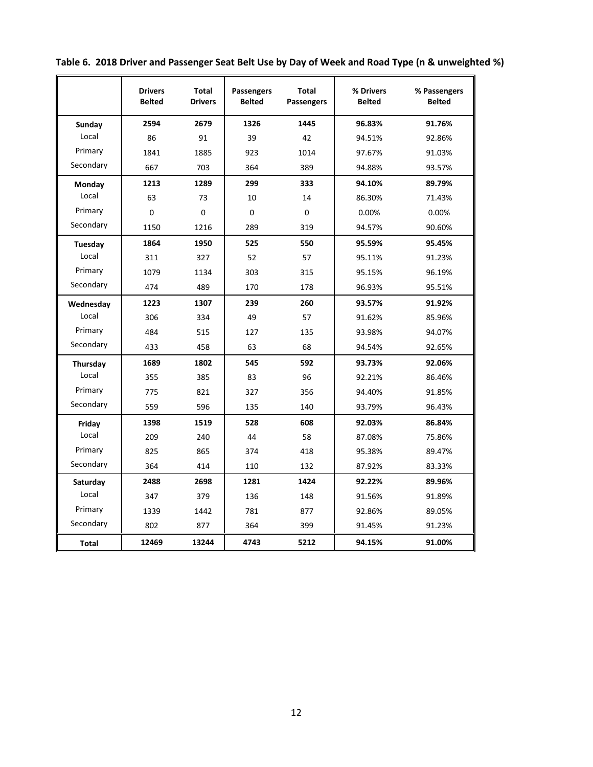**Table 6. 2018 Driver and Passenger Seat Belt Use by Day of Week and Road Type (n & unweighted %)**

| | Drivers Belted | Total Drivers | Passengers Belted | Total Passengers | % Drivers Belted | % Passengers Belted |
|---|---|---|---|---|---|---|
| **Sunday** | **2594** | **2679** | **1326** | **1445** | **96.83%** | **91.76%** |
| Local | 86 | 91 | 39 | 42 | 94.51% | 92.86% |
| Primary | 1841 | 1885 | 923 | 1014 | 97.67% | 91.03% |
| Secondary | 667 | 703 | 364 | 389 | 94.88% | 93.57% |
| **Monday** | **1213** | **1289** | **299** | **333** | **94.10%** | **89.79%** |
| Local | 63 | 73 | 10 | 14 | 86.30% | 71.43% |
| Primary | 0 | 0 | 0 | 0 | 0.00% | 0.00% |
| Secondary | 1150 | 1216 | 289 | 319 | 94.57% | 90.60% |
| **Tuesday** | **1864** | **1950** | **525** | **550** | **95.59%** | **95.45%** |
| Local | 311 | 327 | 52 | 57 | 95.11% | 91.23% |
| Primary | 1079 | 1134 | 303 | 315 | 95.15% | 96.19% |
| Secondary | 474 | 489 | 170 | 178 | 96.93% | 95.51% |
| **Wednesday** | **1223** | **1307** | **239** | **260** | **93.57%** | **91.92%** |
| Local | 306 | 334 | 49 | 57 | 91.62% | 85.96% |
| Primary | 484 | 515 | 127 | 135 | 93.98% | 94.07% |
| Secondary | 433 | 458 | 63 | 68 | 94.54% | 92.65% |
| **Thursday** | **1689** | **1802** | **545** | **592** | **93.73%** | **92.06%** |
| Local | 355 | 385 | 83 | 96 | 92.21% | 86.46% |
| Primary | 775 | 821 | 327 | 356 | 94.40% | 91.85% |
| Secondary | 559 | 596 | 135 | 140 | 93.79% | 96.43% |
| **Friday** | **1398** | **1519** | **528** | **608** | **92.03%** | **86.84%** |
| Local | 209 | 240 | 44 | 58 | 87.08% | 75.86% |
| Primary | 825 | 865 | 374 | 418 | 95.38% | 89.47% |
| Secondary | 364 | 414 | 110 | 132 | 87.92% | 83.33% |
| **Saturday** | **2488** | **2698** | **1281** | **1424** | **92.22%** | **89.96%** |
| Local | 347 | 379 | 136 | 148 | 91.56% | 91.89% |
| Primary | 1339 | 1442 | 781 | 877 | 92.86% | 89.05% |
| Secondary | 802 | 877 | 364 | 399 | 91.45% | 91.23% |
| **Total** | **12469** | **13244** | **4743** | **5212** | **94.15%** | **91.00%** |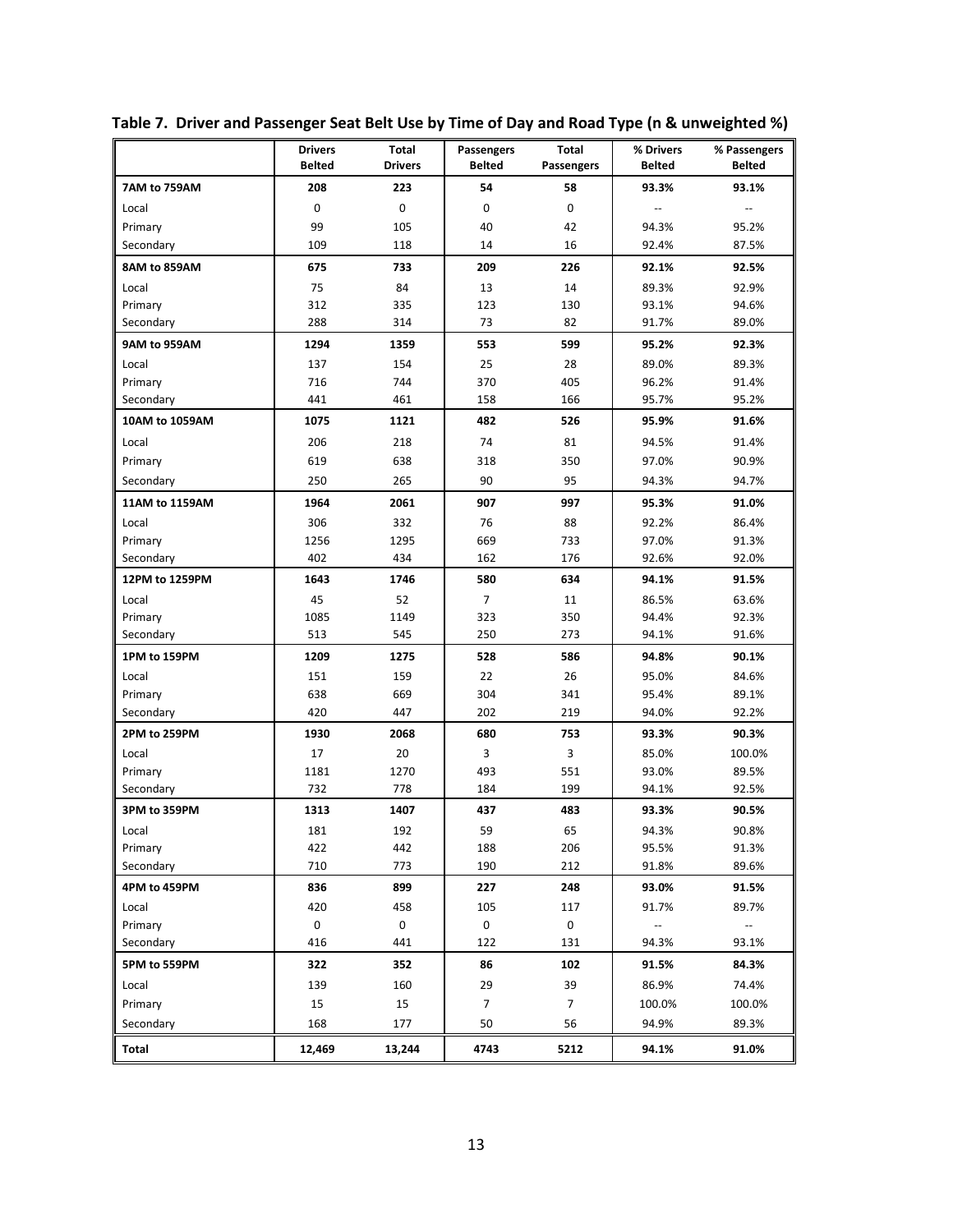**Table 7. Driver and Passenger Seat Belt Use by Time of Day and Road Type (n & unweighted %)**

| | Drivers Belted | Total Drivers | Passengers Belted | Total Passengers | % Drivers Belted | % Passengers Belted |
|---|---|---|---|---|---|---|
| **7AM to 759AM** | **208** | **223** | **54** | **58** | **93.3%** | **93.1%** |
| Local | 0 | 0 | 0 | 0 | -- | -- |
| Primary | 99 | 105 | 40 | 42 | 94.3% | 95.2% |
| Secondary | 109 | 118 | 14 | 16 | 92.4% | 87.5% |
| **8AM to 859AM** | **675** | **733** | **209** | **226** | **92.1%** | **92.5%** |
| Local | 75 | 84 | 13 | 14 | 89.3% | 92.9% |
| Primary | 312 | 335 | 123 | 130 | 93.1% | 94.6% |
| Secondary | 288 | 314 | 73 | 82 | 91.7% | 89.0% |
| **9AM to 959AM** | **1294** | **1359** | **553** | **599** | **95.2%** | **92.3%** |
| Local | 137 | 154 | 25 | 28 | 89.0% | 89.3% |
| Primary | 716 | 744 | 370 | 405 | 96.2% | 91.4% |
| Secondary | 441 | 461 | 158 | 166 | 95.7% | 95.2% |
| **10AM to 1059AM** | **1075** | **1121** | **482** | **526** | **95.9%** | **91.6%** |
| Local | 206 | 218 | 74 | 81 | 94.5% | 91.4% |
| Primary | 619 | 638 | 318 | 350 | 97.0% | 90.9% |
| Secondary | 250 | 265 | 90 | 95 | 94.3% | 94.7% |
| **11AM to 1159AM** | **1964** | **2061** | **907** | **997** | **95.3%** | **91.0%** |
| Local | 306 | 332 | 76 | 88 | 92.2% | 86.4% |
| Primary | 1256 | 1295 | 669 | 733 | 97.0% | 91.3% |
| Secondary | 402 | 434 | 162 | 176 | 92.6% | 92.0% |
| **12PM to 1259PM** | **1643** | **1746** | **580** | **634** | **94.1%** | **91.5%** |
| Local | 45 | 52 | 7 | 11 | 86.5% | 63.6% |
| Primary | 1085 | 1149 | 323 | 350 | 94.4% | 92.3% |
| Secondary | 513 | 545 | 250 | 273 | 94.1% | 91.6% |
| **1PM to 159PM** | **1209** | **1275** | **528** | **586** | **94.8%** | **90.1%** |
| Local | 151 | 159 | 22 | 26 | 95.0% | 84.6% |
| Primary | 638 | 669 | 304 | 341 | 95.4% | 89.1% |
| Secondary | 420 | 447 | 202 | 219 | 94.0% | 92.2% |
| **2PM to 259PM** | **1930** | **2068** | **680** | **753** | **93.3%** | **90.3%** |
| Local | 17 | 20 | 3 | 3 | 85.0% | 100.0% |
| Primary | 1181 | 1270 | 493 | 551 | 93.0% | 89.5% |
| Secondary | 732 | 778 | 184 | 199 | 94.1% | 92.5% |
| **3PM to 359PM** | **1313** | **1407** | **437** | **483** | **93.3%** | **90.5%** |
| Local | 181 | 192 | 59 | 65 | 94.3% | 90.8% |
| Primary | 422 | 442 | 188 | 206 | 95.5% | 91.3% |
| Secondary | 710 | 773 | 190 | 212 | 91.8% | 89.6% |
| **4PM to 459PM** | **836** | **899** | **227** | **248** | **93.0%** | **91.5%** |
| Local | 420 | 458 | 105 | 117 | 91.7% | 89.7% |
| Primary | 0 | 0 | 0 | 0 | -- | -- |
| Secondary | 416 | 441 | 122 | 131 | 94.3% | 93.1% |
| **5PM to 559PM** | **322** | **352** | **86** | **102** | **91.5%** | **84.3%** |
| Local | 139 | 160 | 29 | 39 | 86.9% | 74.4% |
| Primary | 15 | 15 | 7 | 7 | 100.0% | 100.0% |
| Secondary | 168 | 177 | 50 | 56 | 94.9% | 89.3% |
| **Total** | **12,469** | **13,244** | **4743** | **5212** | **94.1%** | **91.0%** |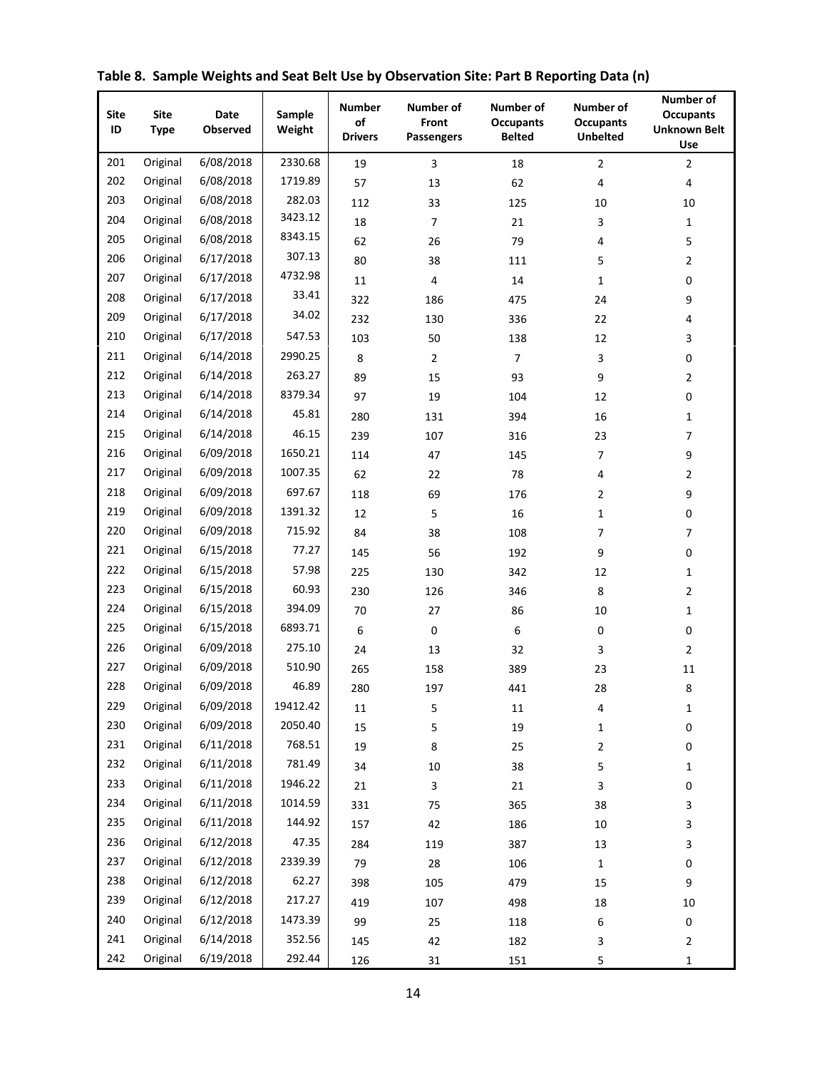**Table 8. Sample Weights and Seat Belt Use by Observation Site: Part B Reporting Data (n)**

| Site ID | Site Type | Date Observed | Sample Weight | Number of Drivers | Number of Front Passengers | Number of Occupants Belted | Number of Occupants Unbelted | Number of Occupants Unknown Belt Use |
|---|---|---|---|---|---|---|---|---|
| 201 | Original | 6/08/2018 | 2330.68 | 19 | 3 | 18 | 2 | 2 |
| 202 | Original | 6/08/2018 | 1719.89 | 57 | 13 | 62 | 4 | 4 |
| 203 | Original | 6/08/2018 | 282.03 | 112 | 33 | 125 | 10 | 10 |
| 204 | Original | 6/08/2018 | 3423.12 | 18 | 7 | 21 | 3 | 1 |
| 205 | Original | 6/08/2018 | 8343.15 | 62 | 26 | 79 | 4 | 5 |
| 206 | Original | 6/17/2018 | 307.13 | 80 | 38 | 111 | 5 | 2 |
| 207 | Original | 6/17/2018 | 4732.98 | 11 | 4 | 14 | 1 | 0 |
| 208 | Original | 6/17/2018 | 33.41 | 322 | 186 | 475 | 24 | 9 |
| 209 | Original | 6/17/2018 | 34.02 | 232 | 130 | 336 | 22 | 4 |
| 210 | Original | 6/17/2018 | 547.53 | 103 | 50 | 138 | 12 | 3 |
| 211 | Original | 6/14/2018 | 2990.25 | 8 | 2 | 7 | 3 | 0 |
| 212 | Original | 6/14/2018 | 263.27 | 89 | 15 | 93 | 9 | 2 |
| 213 | Original | 6/14/2018 | 8379.34 | 97 | 19 | 104 | 12 | 0 |
| 214 | Original | 6/14/2018 | 45.81 | 280 | 131 | 394 | 16 | 1 |
| 215 | Original | 6/14/2018 | 46.15 | 239 | 107 | 316 | 23 | 7 |
| 216 | Original | 6/09/2018 | 1650.21 | 114 | 47 | 145 | 7 | 9 |
| 217 | Original | 6/09/2018 | 1007.35 | 62 | 22 | 78 | 4 | 2 |
| 218 | Original | 6/09/2018 | 697.67 | 118 | 69 | 176 | 2 | 9 |
| 219 | Original | 6/09/2018 | 1391.32 | 12 | 5 | 16 | 1 | 0 |
| 220 | Original | 6/09/2018 | 715.92 | 84 | 38 | 108 | 7 | 7 |
| 221 | Original | 6/15/2018 | 77.27 | 145 | 56 | 192 | 9 | 0 |
| 222 | Original | 6/15/2018 | 57.98 | 225 | 130 | 342 | 12 | 1 |
| 223 | Original | 6/15/2018 | 60.93 | 230 | 126 | 346 | 8 | 2 |
| 224 | Original | 6/15/2018 | 394.09 | 70 | 27 | 86 | 10 | 1 |
| 225 | Original | 6/15/2018 | 6893.71 | 6 | 0 | 6 | 0 | 0 |
| 226 | Original | 6/09/2018 | 275.10 | 24 | 13 | 32 | 3 | 2 |
| 227 | Original | 6/09/2018 | 510.90 | 265 | 158 | 389 | 23 | 11 |
| 228 | Original | 6/09/2018 | 46.89 | 280 | 197 | 441 | 28 | 8 |
| 229 | Original | 6/09/2018 | 19412.42 | 11 | 5 | 11 | 4 | 1 |
| 230 | Original | 6/09/2018 | 2050.40 | 15 | 5 | 19 | 1 | 0 |
| 231 | Original | 6/11/2018 | 768.51 | 19 | 8 | 25 | 2 | 0 |
| 232 | Original | 6/11/2018 | 781.49 | 34 | 10 | 38 | 5 | 1 |
| 233 | Original | 6/11/2018 | 1946.22 | 21 | 3 | 21 | 3 | 0 |
| 234 | Original | 6/11/2018 | 1014.59 | 331 | 75 | 365 | 38 | 3 |
| 235 | Original | 6/11/2018 | 144.92 | 157 | 42 | 186 | 10 | 3 |
| 236 | Original | 6/12/2018 | 47.35 | 284 | 119 | 387 | 13 | 3 |
| 237 | Original | 6/12/2018 | 2339.39 | 79 | 28 | 106 | 1 | 0 |
| 238 | Original | 6/12/2018 | 62.27 | 398 | 105 | 479 | 15 | 9 |
| 239 | Original | 6/12/2018 | 217.27 | 419 | 107 | 498 | 18 | 10 |
| 240 | Original | 6/12/2018 | 1473.39 | 99 | 25 | 118 | 6 | 0 |
| 241 | Original | 6/14/2018 | 352.56 | 145 | 42 | 182 | 3 | 2 |
| 242 | Original | 6/19/2018 | 292.44 | 126 | 31 | 151 | 5 | 1 |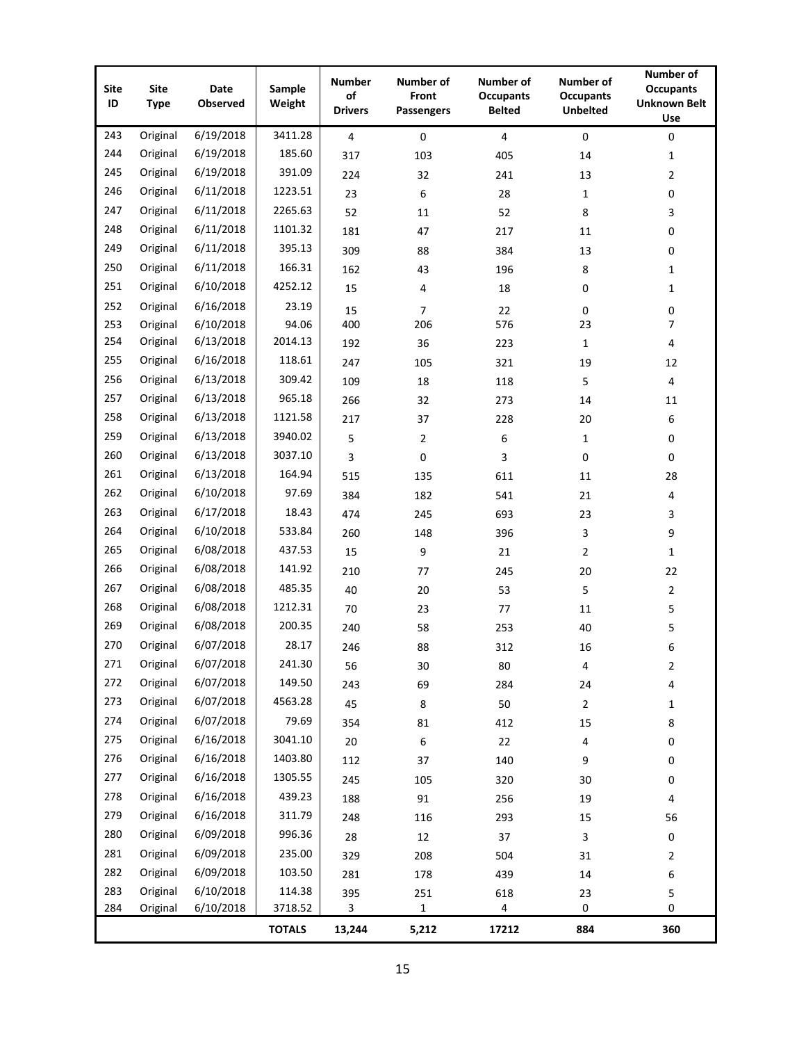| Site ID | Site Type | Date Observed | Sample Weight | Number of Drivers | Number of Front Passengers | Number of Occupants Belted | Number of Occupants Unbelted | Number of Occupants Unknown Belt Use |
|---|---|---|---|---|---|---|---|---|
| 243 | Original | 6/19/2018 | 3411.28 | 4 | 0 | 4 | 0 | 0 |
| 244 | Original | 6/19/2018 | 185.60 | 317 | 103 | 405 | 14 | 1 |
| 245 | Original | 6/19/2018 | 391.09 | 224 | 32 | 241 | 13 | 2 |
| 246 | Original | 6/11/2018 | 1223.51 | 23 | 6 | 28 | 1 | 0 |
| 247 | Original | 6/11/2018 | 2265.63 | 52 | 11 | 52 | 8 | 3 |
| 248 | Original | 6/11/2018 | 1101.32 | 181 | 47 | 217 | 11 | 0 |
| 249 | Original | 6/11/2018 | 395.13 | 309 | 88 | 384 | 13 | 0 |
| 250 | Original | 6/11/2018 | 166.31 | 162 | 43 | 196 | 8 | 1 |
| 251 | Original | 6/10/2018 | 4252.12 | 15 | 4 | 18 | 0 | 1 |
| 252 | Original | 6/16/2018 | 23.19 | 15 | 7 | 22 | 0 | 0 |
| 253 | Original | 6/10/2018 | 94.06 | 400 | 206 | 576 | 23 | 7 |
| 254 | Original | 6/13/2018 | 2014.13 | 192 | 36 | 223 | 1 | 4 |
| 255 | Original | 6/16/2018 | 118.61 | 247 | 105 | 321 | 19 | 12 |
| 256 | Original | 6/13/2018 | 309.42 | 109 | 18 | 118 | 5 | 4 |
| 257 | Original | 6/13/2018 | 965.18 | 266 | 32 | 273 | 14 | 11 |
| 258 | Original | 6/13/2018 | 1121.58 | 217 | 37 | 228 | 20 | 6 |
| 259 | Original | 6/13/2018 | 3940.02 | 5 | 2 | 6 | 1 | 0 |
| 260 | Original | 6/13/2018 | 3037.10 | 3 | 0 | 3 | 0 | 0 |
| 261 | Original | 6/13/2018 | 164.94 | 515 | 135 | 611 | 11 | 28 |
| 262 | Original | 6/10/2018 | 97.69 | 384 | 182 | 541 | 21 | 4 |
| 263 | Original | 6/17/2018 | 18.43 | 474 | 245 | 693 | 23 | 3 |
| 264 | Original | 6/10/2018 | 533.84 | 260 | 148 | 396 | 3 | 9 |
| 265 | Original | 6/08/2018 | 437.53 | 15 | 9 | 21 | 2 | 1 |
| 266 | Original | 6/08/2018 | 141.92 | 210 | 77 | 245 | 20 | 22 |
| 267 | Original | 6/08/2018 | 485.35 | 40 | 20 | 53 | 5 | 2 |
| 268 | Original | 6/08/2018 | 1212.31 | 70 | 23 | 77 | 11 | 5 |
| 269 | Original | 6/08/2018 | 200.35 | 240 | 58 | 253 | 40 | 5 |
| 270 | Original | 6/07/2018 | 28.17 | 246 | 88 | 312 | 16 | 6 |
| 271 | Original | 6/07/2018 | 241.30 | 56 | 30 | 80 | 4 | 2 |
| 272 | Original | 6/07/2018 | 149.50 | 243 | 69 | 284 | 24 | 4 |
| 273 | Original | 6/07/2018 | 4563.28 | 45 | 8 | 50 | 2 | 1 |
| 274 | Original | 6/07/2018 | 79.69 | 354 | 81 | 412 | 15 | 8 |
| 275 | Original | 6/16/2018 | 3041.10 | 20 | 6 | 22 | 4 | 0 |
| 276 | Original | 6/16/2018 | 1403.80 | 112 | 37 | 140 | 9 | 0 |
| 277 | Original | 6/16/2018 | 1305.55 | 245 | 105 | 320 | 30 | 0 |
| 278 | Original | 6/16/2018 | 439.23 | 188 | 91 | 256 | 19 | 4 |
| 279 | Original | 6/16/2018 | 311.79 | 248 | 116 | 293 | 15 | 56 |
| 280 | Original | 6/09/2018 | 996.36 | 28 | 12 | 37 | 3 | 0 |
| 281 | Original | 6/09/2018 | 235.00 | 329 | 208 | 504 | 31 | 2 |
| 282 | Original | 6/09/2018 | 103.50 | 281 | 178 | 439 | 14 | 6 |
| 283 | Original | 6/10/2018 | 114.38 | 395 | 251 | 618 | 23 | 5 |
| 284 | Original | 6/10/2018 | 3718.52 | 3 | 1 | 4 | 0 | 0 |
| | | | **TOTALS** | **13,244** | **5,212** | **17212** | **884** | **360** |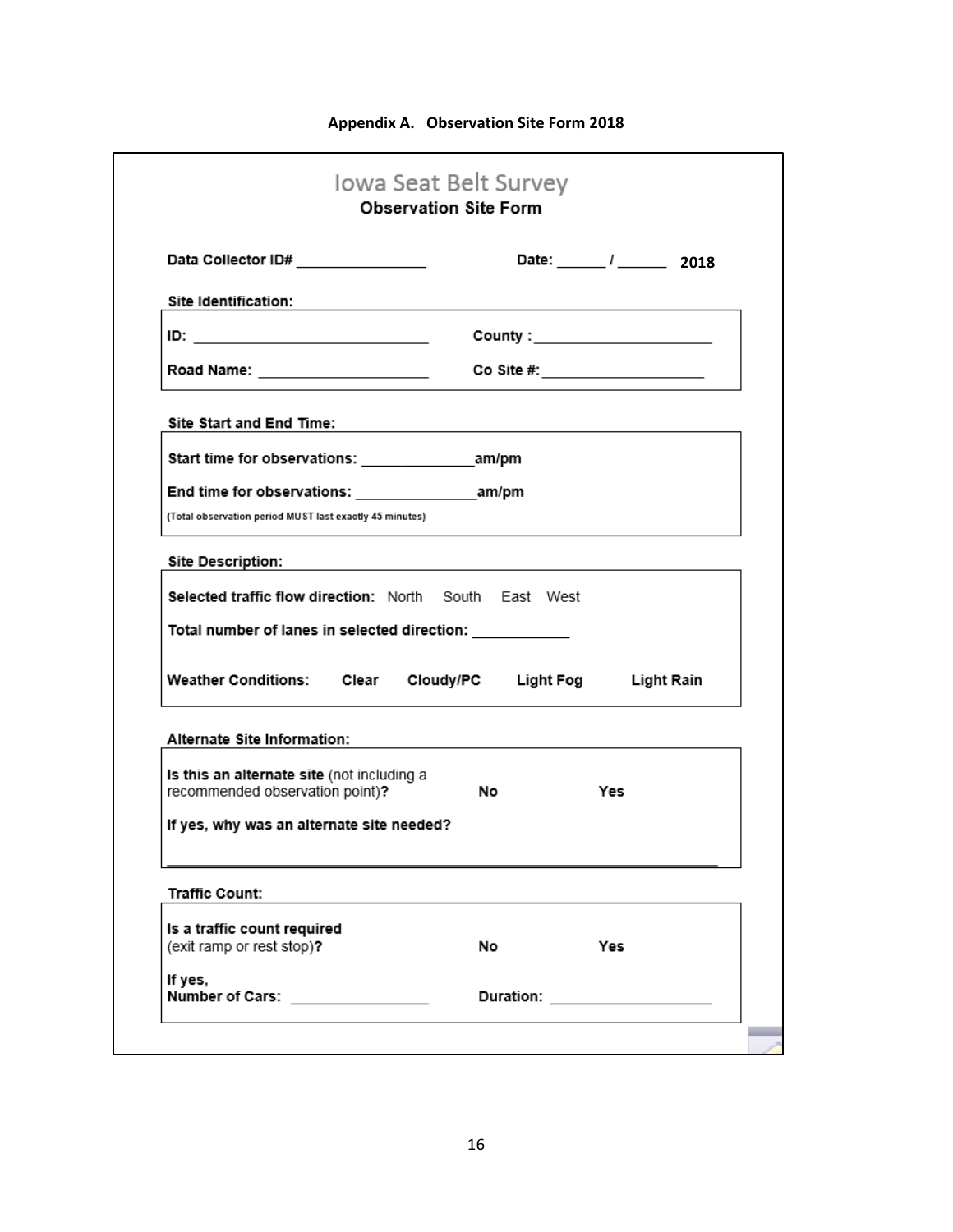**Appendix A. Observation Site Form 2018**

# Iowa Seat Belt Survey

**Observation Site Form**

**Data Collector ID#** ________________ **Date:** ______ / ______ **2018**

**Site Identification:**

**ID:** ____________________________ **County :** ______________________

**Road Name:** ____________________ **Co Site #:** ____________________

**Site Start and End Time:**

**Start time for observations:** ______________**am/pm**

**End time for observations:** _______________**am/pm**

(Total observation period MUST last exactly 45 minutes)

**Site Description:**

**Selected traffic flow direction:** North South East West

**Total number of lanes in selected direction:** ____________

**Weather Conditions:** **Clear** **Cloudy/PC** **Light Fog** **Light Rain**

**Alternate Site Information:**

**Is this an alternate site** (not including a recommended observation point)**?** **No** **Yes**

**If yes, why was an alternate site needed?**

__________________________________________________________________

**Traffic Count:**

**Is a traffic count required** (exit ramp or rest stop)**?** **No** **Yes**

**If yes,**
**Number of Cars:** ________________ **Duration:** ___________________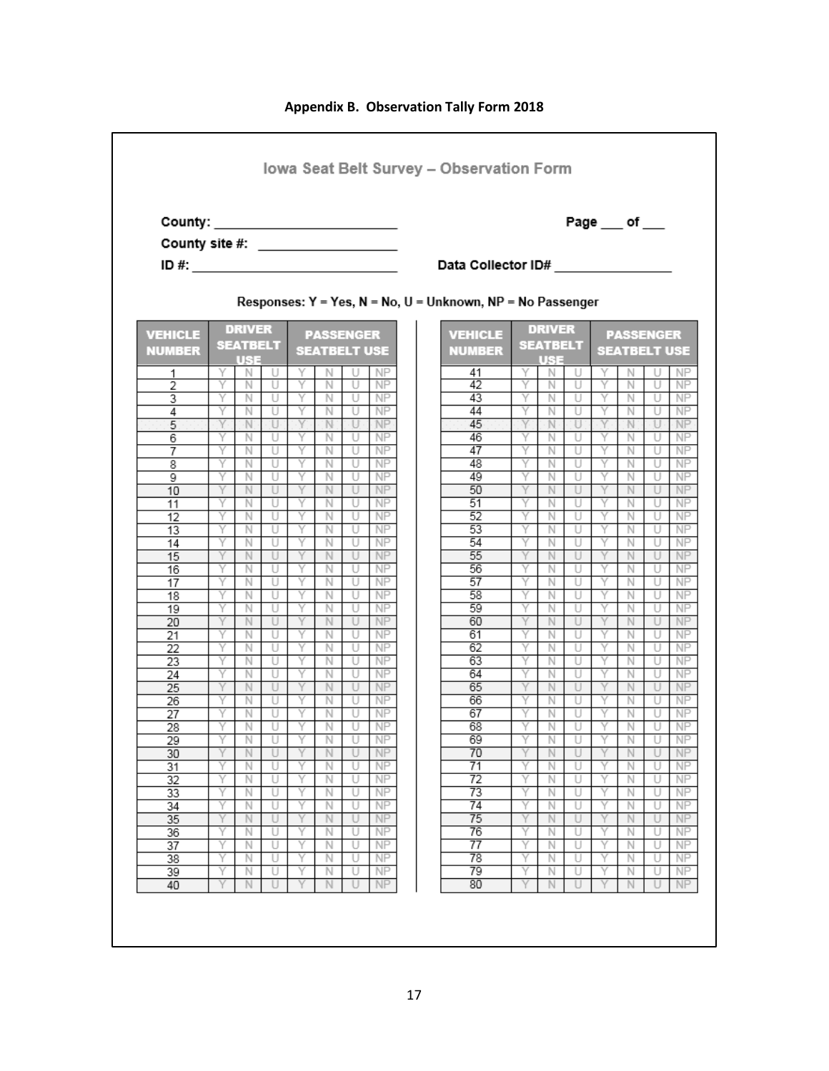**Appendix B. Observation Tally Form 2018**

## Iowa Seat Belt Survey – Observation Form

County: \_\_\_\_\_\_\_\_\_\_\_\_\_\_\_\_\_\_\_\_\_\_\_\_\_ Page \_\_\_ of \_\_\_

County site #: \_\_\_\_\_\_\_\_\_\_\_\_\_\_\_\_\_\_\_

ID #: \_\_\_\_\_\_\_\_\_\_\_\_\_\_\_\_\_\_\_\_\_\_\_\_\_\_\_\_\_ Data Collector ID# \_\_\_\_\_\_\_\_\_\_\_\_\_\_\_\_

Responses: Y = Yes, N = No, U = Unknown, NP = No Passenger

| VEHICLE NUMBER | DRIVER SEATBELT USE | | | PASSENGER SEATBELT USE | | | |
|---|---|---|---|---|---|---|---|
| 1 | Y | N | U | Y | N | U | NP |
| 2 | Y | N | U | Y | N | U | NP |
| 3 | Y | N | U | Y | N | U | NP |
| 4 | Y | N | U | Y | N | U | NP |
| 5 | Y | N | U | Y | N | U | NP |
| 6 | Y | N | U | Y | N | U | NP |
| 7 | Y | N | U | Y | N | U | NP |
| 8 | Y | N | U | Y | N | U | NP |
| 9 | Y | N | U | Y | N | U | NP |
| 10 | Y | N | U | Y | N | U | NP |
| 11 | Y | N | U | Y | N | U | NP |
| 12 | Y | N | U | Y | N | U | NP |
| 13 | Y | N | U | Y | N | U | NP |
| 14 | Y | N | U | Y | N | U | NP |
| 15 | Y | N | U | Y | N | U | NP |
| 16 | Y | N | U | Y | N | U | NP |
| 17 | Y | N | U | Y | N | U | NP |
| 18 | Y | N | U | Y | N | U | NP |
| 19 | Y | N | U | Y | N | U | NP |
| 20 | Y | N | U | Y | N | U | NP |
| 21 | Y | N | U | Y | N | U | NP |
| 22 | Y | N | U | Y | N | U | NP |
| 23 | Y | N | U | Y | N | U | NP |
| 24 | Y | N | U | Y | N | U | NP |
| 25 | Y | N | U | Y | N | U | NP |
| 26 | Y | N | U | Y | N | U | NP |
| 27 | Y | N | U | Y | N | U | NP |
| 28 | Y | N | U | Y | N | U | NP |
| 29 | Y | N | U | Y | N | U | NP |
| 30 | Y | N | U | Y | N | U | NP |
| 31 | Y | N | U | Y | N | U | NP |
| 32 | Y | N | U | Y | N | U | NP |
| 33 | Y | N | U | Y | N | U | NP |
| 34 | Y | N | U | Y | N | U | NP |
| 35 | Y | N | U | Y | N | U | NP |
| 36 | Y | N | U | Y | N | U | NP |
| 37 | Y | N | U | Y | N | U | NP |
| 38 | Y | N | U | Y | N | U | NP |
| 39 | Y | N | U | Y | N | U | NP |
| 40 | Y | N | U | Y | N | U | NP |

| VEHICLE NUMBER | DRIVER SEATBELT USE | | | PASSENGER SEATBELT USE | | | |
|---|---|---|---|---|---|---|---|
| 41 | Y | N | U | Y | N | U | NP |
| 42 | Y | N | U | Y | N | U | NP |
| 43 | Y | N | U | Y | N | U | NP |
| 44 | Y | N | U | Y | N | U | NP |
| 45 | Y | N | U | Y | N | U | NP |
| 46 | Y | N | U | Y | N | U | NP |
| 47 | Y | N | U | Y | N | U | NP |
| 48 | Y | N | U | Y | N | U | NP |
| 49 | Y | N | U | Y | N | U | NP |
| 50 | Y | N | U | Y | N | U | NP |
| 51 | Y | N | U | Y | N | U | NP |
| 52 | Y | N | U | Y | N | U | NP |
| 53 | Y | N | U | Y | N | U | NP |
| 54 | Y | N | U | Y | N | U | NP |
| 55 | Y | N | U | Y | N | U | NP |
| 56 | Y | N | U | Y | N | U | NP |
| 57 | Y | N | U | Y | N | U | NP |
| 58 | Y | N | U | Y | N | U | NP |
| 59 | Y | N | U | Y | N | U | NP |
| 60 | Y | N | U | Y | N | U | NP |
| 61 | Y | N | U | Y | N | U | NP |
| 62 | Y | N | U | Y | N | U | NP |
| 63 | Y | N | U | Y | N | U | NP |
| 64 | Y | N | U | Y | N | U | NP |
| 65 | Y | N | U | Y | N | U | NP |
| 66 | Y | N | U | Y | N | U | NP |
| 67 | Y | N | U | Y | N | U | NP |
| 68 | Y | N | U | Y | N | U | NP |
| 69 | Y | N | U | Y | N | U | NP |
| 70 | Y | N | U | Y | N | U | NP |
| 71 | Y | N | U | Y | N | U | NP |
| 72 | Y | N | U | Y | N | U | NP |
| 73 | Y | N | U | Y | N | U | NP |
| 74 | Y | N | U | Y | N | U | NP |
| 75 | Y | N | U | Y | N | U | NP |
| 76 | Y | N | U | Y | N | U | NP |
| 77 | Y | N | U | Y | N | U | NP |
| 78 | Y | N | U | Y | N | U | NP |
| 79 | Y | N | U | Y | N | U | NP |
| 80 | Y | N | U | Y | N | U | NP |